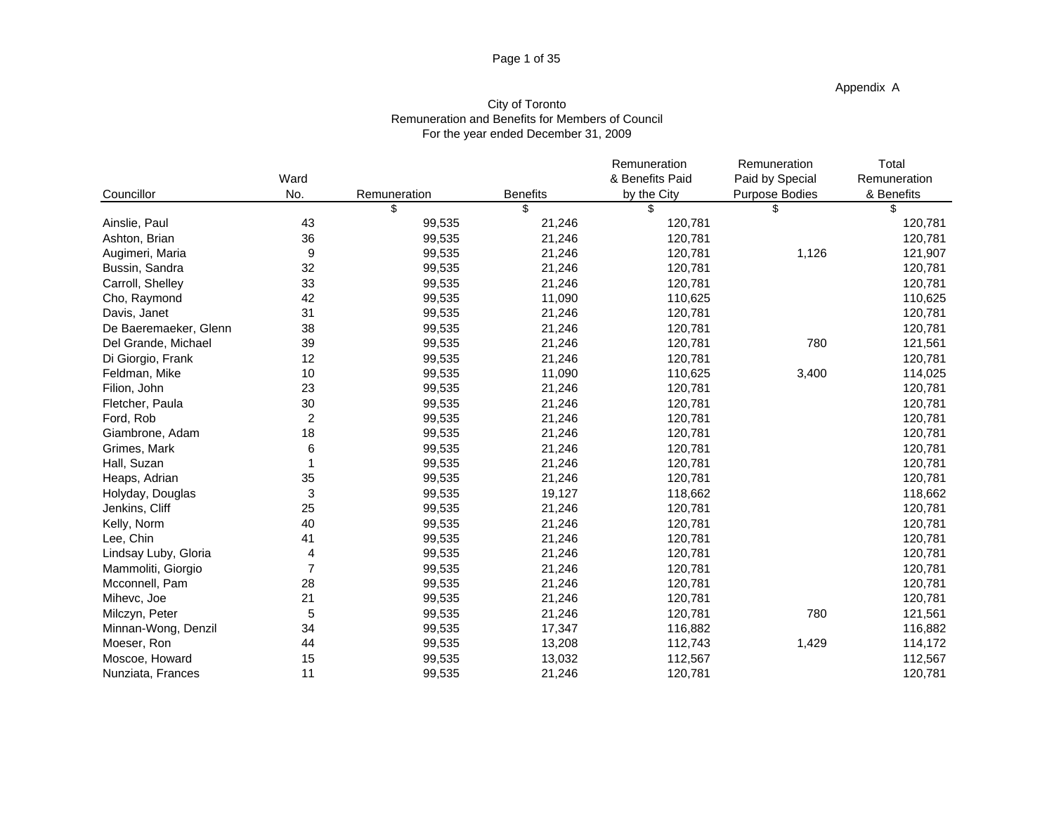Appendix A

City of Toronto
Remuneration and Benefits for Members of Council
For the year ended December 31, 2009

| Councillor | Ward No. | Remuneration | Benefits | Remuneration & Benefits Paid by the City | Remuneration Paid by Special Purpose Bodies | Total Remuneration & Benefits |
|---|---|---|---|---|---|---|
| | | $ | $ | $ | $ | $ |
| Ainslie, Paul | 43 | 99,535 | 21,246 | 120,781 | | 120,781 |
| Ashton, Brian | 36 | 99,535 | 21,246 | 120,781 | | 120,781 |
| Augimeri, Maria | 9 | 99,535 | 21,246 | 120,781 | 1,126 | 121,907 |
| Bussin, Sandra | 32 | 99,535 | 21,246 | 120,781 | | 120,781 |
| Carroll, Shelley | 33 | 99,535 | 21,246 | 120,781 | | 120,781 |
| Cho, Raymond | 42 | 99,535 | 11,090 | 110,625 | | 110,625 |
| Davis, Janet | 31 | 99,535 | 21,246 | 120,781 | | 120,781 |
| De Baeremaeker, Glenn | 38 | 99,535 | 21,246 | 120,781 | | 120,781 |
| Del Grande, Michael | 39 | 99,535 | 21,246 | 120,781 | 780 | 121,561 |
| Di Giorgio, Frank | 12 | 99,535 | 21,246 | 120,781 | | 120,781 |
| Feldman, Mike | 10 | 99,535 | 11,090 | 110,625 | 3,400 | 114,025 |
| Filion, John | 23 | 99,535 | 21,246 | 120,781 | | 120,781 |
| Fletcher, Paula | 30 | 99,535 | 21,246 | 120,781 | | 120,781 |
| Ford, Rob | 2 | 99,535 | 21,246 | 120,781 | | 120,781 |
| Giambrone, Adam | 18 | 99,535 | 21,246 | 120,781 | | 120,781 |
| Grimes, Mark | 6 | 99,535 | 21,246 | 120,781 | | 120,781 |
| Hall, Suzan | 1 | 99,535 | 21,246 | 120,781 | | 120,781 |
| Heaps, Adrian | 35 | 99,535 | 21,246 | 120,781 | | 120,781 |
| Holyday, Douglas | 3 | 99,535 | 19,127 | 118,662 | | 118,662 |
| Jenkins, Cliff | 25 | 99,535 | 21,246 | 120,781 | | 120,781 |
| Kelly, Norm | 40 | 99,535 | 21,246 | 120,781 | | 120,781 |
| Lee, Chin | 41 | 99,535 | 21,246 | 120,781 | | 120,781 |
| Lindsay Luby, Gloria | 4 | 99,535 | 21,246 | 120,781 | | 120,781 |
| Mammoliti, Giorgio | 7 | 99,535 | 21,246 | 120,781 | | 120,781 |
| Mcconnell, Pam | 28 | 99,535 | 21,246 | 120,781 | | 120,781 |
| Mihevc, Joe | 21 | 99,535 | 21,246 | 120,781 | | 120,781 |
| Milczyn, Peter | 5 | 99,535 | 21,246 | 120,781 | 780 | 121,561 |
| Minnan-Wong, Denzil | 34 | 99,535 | 17,347 | 116,882 | | 116,882 |
| Moeser, Ron | 44 | 99,535 | 13,208 | 112,743 | 1,429 | 114,172 |
| Moscoe, Howard | 15 | 99,535 | 13,032 | 112,567 | | 112,567 |
| Nunziata, Frances | 11 | 99,535 | 21,246 | 120,781 | | 120,781 |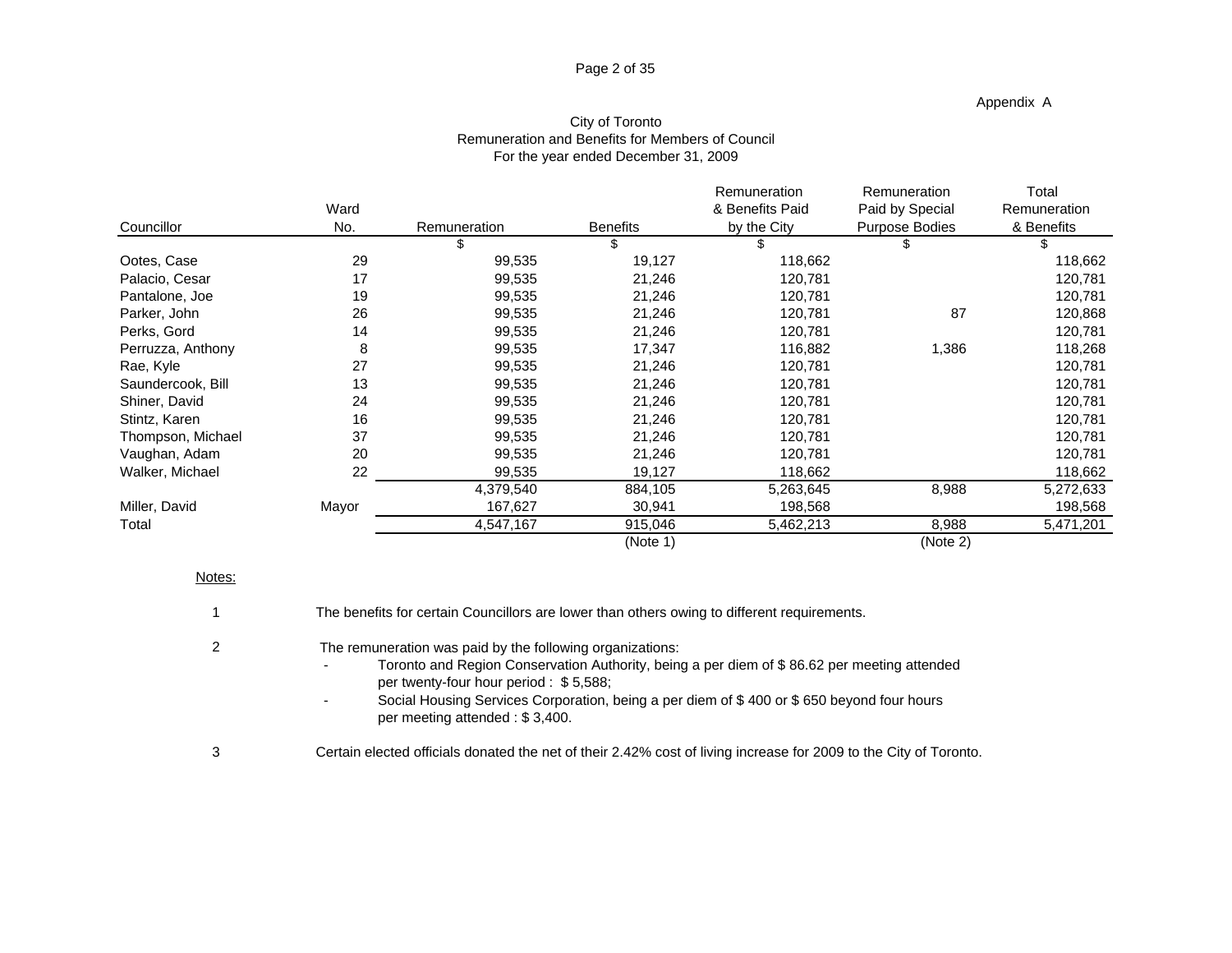Appendix A

City of Toronto
Remuneration and Benefits for Members of Council
For the year ended December 31, 2009

| Councillor | Ward No. | Remuneration | Benefits | Remuneration & Benefits Paid by the City | Remuneration Paid by Special Purpose Bodies | Total Remuneration & Benefits |
|---|---|---|---|---|---|---|
| | | $ | $ | $ | $ | $ |
| Ootes, Case | 29 | 99,535 | 19,127 | 118,662 | | 118,662 |
| Palacio, Cesar | 17 | 99,535 | 21,246 | 120,781 | | 120,781 |
| Pantalone, Joe | 19 | 99,535 | 21,246 | 120,781 | | 120,781 |
| Parker, John | 26 | 99,535 | 21,246 | 120,781 | 87 | 120,868 |
| Perks, Gord | 14 | 99,535 | 21,246 | 120,781 | | 120,781 |
| Perruzza, Anthony | 8 | 99,535 | 17,347 | 116,882 | 1,386 | 118,268 |
| Rae, Kyle | 27 | 99,535 | 21,246 | 120,781 | | 120,781 |
| Saundercook, Bill | 13 | 99,535 | 21,246 | 120,781 | | 120,781 |
| Shiner, David | 24 | 99,535 | 21,246 | 120,781 | | 120,781 |
| Stintz, Karen | 16 | 99,535 | 21,246 | 120,781 | | 120,781 |
| Thompson, Michael | 37 | 99,535 | 21,246 | 120,781 | | 120,781 |
| Vaughan, Adam | 20 | 99,535 | 21,246 | 120,781 | | 120,781 |
| Walker, Michael | 22 | 99,535 | 19,127 | 118,662 | | 118,662 |
| | | 4,379,540 | 884,105 | 5,263,645 | 8,988 | 5,272,633 |
| Miller, David | Mayor | 167,627 | 30,941 | 198,568 | | 198,568 |
| Total | | 4,547,167 | 915,046 | 5,462,213 | 8,988 | 5,471,201 |
| | | | (Note 1) | | (Note 2) | |

Notes:

1 The benefits for certain Councillors are lower than others owing to different requirements.

2 The remuneration was paid by the following organizations:
- Toronto and Region Conservation Authority, being a per diem of $ 86.62 per meeting attended per twenty-four hour period : $ 5,588;
- Social Housing Services Corporation, being a per diem of $ 400 or $ 650 beyond four hours per meeting attended : $ 3,400.

3 Certain elected officials donated the net of their 2.42% cost of living increase for 2009 to the City of Toronto.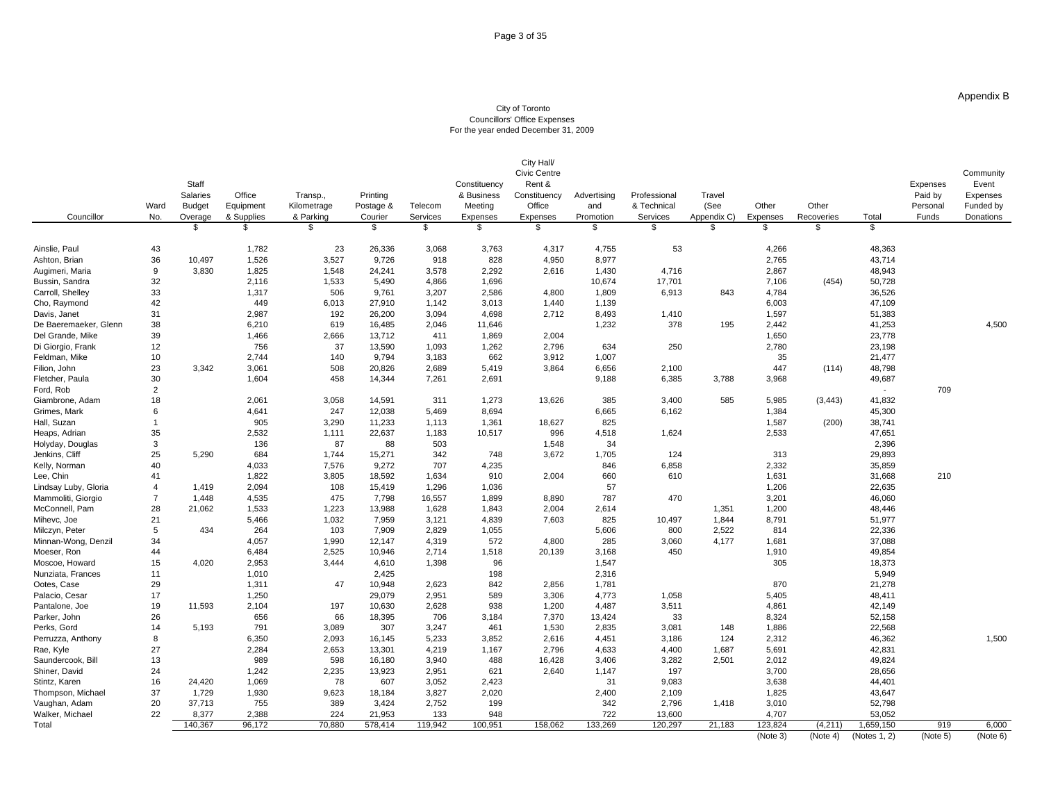Appendix B

City of Toronto
Councillors' Office Expenses
For the year ended December 31, 2009

| Councillor | Ward No. | Staff Salaries Budget Overage | Office Equipment & Supplies | Transp., Kilometrage & Parking | Printing Postage & Courier | Telecom Services | Constituency & Business Meeting Expenses | City Hall/ Civic Centre Rent & Constituency Office Expenses | Advertising and Promotion | Professional & Technical Services | Travel (See Appendix C) | Other Expenses | Other Recoveries | Total | Expenses Paid by Personal Funds | Community Event Expenses Funded by Donations |
|---|---|---|---|---|---|---|---|---|---|---|---|---|---|---|---|---|
| | | $ | $ | $ | $ | $ | $ | $ | $ | $ | $ | $ | $ | $ | | |
| Ainslie, Paul | 43 | | 1,782 | 23 | 26,336 | 3,068 | 3,763 | 4,317 | 4,755 | 53 | | 4,266 | | 48,363 | | |
| Ashton, Brian | 36 | 10,497 | 1,526 | 3,527 | 9,726 | 918 | 828 | 4,950 | 8,977 | | | 2,765 | | 43,714 | | |
| Augimeri, Maria | 9 | 3,830 | 1,825 | 1,548 | 24,241 | 3,578 | 2,292 | 2,616 | 1,430 | 4,716 | | 2,867 | | 48,943 | | |
| Bussin, Sandra | 32 | | 2,116 | 1,533 | 5,490 | 4,866 | 1,696 | | 10,674 | 17,701 | | 7,106 | (454) | 50,728 | | |
| Carroll, Shelley | 33 | | 1,317 | 506 | 9,761 | 3,207 | 2,586 | 4,800 | 1,809 | 6,913 | 843 | 4,784 | | 36,526 | | |
| Cho, Raymond | 42 | | 449 | 6,013 | 27,910 | 1,142 | 3,013 | 1,440 | 1,139 | | | 6,003 | | 47,109 | | |
| Davis, Janet | 31 | | 2,987 | 192 | 26,200 | 3,094 | 4,698 | 2,712 | 8,493 | 1,410 | | 1,597 | | 51,383 | | |
| De Baeremaeker, Glenn | 38 | | 6,210 | 619 | 16,485 | 2,046 | 11,646 | | 1,232 | 378 | 195 | 2,442 | | 41,253 | | 4,500 |
| Del Grande, Mike | 39 | | 1,466 | 2,666 | 13,712 | 411 | 1,869 | 2,004 | | | | 1,650 | | 23,778 | | |
| Di Giorgio, Frank | 12 | | 756 | 37 | 13,590 | 1,093 | 1,262 | 2,796 | 634 | 250 | | 2,780 | | 23,198 | | |
| Feldman, Mike | 10 | | 2,744 | 140 | 9,794 | 3,183 | 662 | 3,912 | 1,007 | | | 35 | | 21,477 | | |
| Filion, John | 23 | 3,342 | 3,061 | 508 | 20,826 | 2,689 | 5,419 | 3,864 | 6,656 | 2,100 | | 447 | (114) | 48,798 | | |
| Fletcher, Paula | 30 | | 1,604 | 458 | 14,344 | 7,261 | 2,691 | | 9,188 | 6,385 | 3,788 | 3,968 | | 49,687 | | |
| Ford, Rob | 2 | | | | | | | | | | | | | - | 709 | |
| Giambrone, Adam | 18 | | 2,061 | 3,058 | 14,591 | 311 | 1,273 | 13,626 | 385 | 3,400 | 585 | 5,985 | (3,443) | 41,832 | | |
| Grimes, Mark | 6 | | 4,641 | 247 | 12,038 | 5,469 | 8,694 | | 6,665 | 6,162 | | 1,384 | | 45,300 | | |
| Hall, Suzan | 1 | | 905 | 3,290 | 11,233 | 1,113 | 1,361 | 18,627 | 825 | | | 1,587 | (200) | 38,741 | | |
| Heaps, Adrian | 35 | | 2,532 | 1,111 | 22,637 | 1,183 | 10,517 | 996 | 4,518 | 1,624 | | 2,533 | | 47,651 | | |
| Holyday, Douglas | 3 | | 136 | 87 | 88 | 503 | | 1,548 | 34 | | | | | 2,396 | | |
| Jenkins, Cliff | 25 | 5,290 | 684 | 1,744 | 15,271 | 342 | 748 | 3,672 | 1,705 | 124 | | 313 | | 29,893 | | |
| Kelly, Norman | 40 | | 4,033 | 7,576 | 9,272 | 707 | 4,235 | | 846 | 6,858 | | 2,332 | | 35,859 | | |
| Lee, Chin | 41 | | 1,822 | 3,805 | 18,592 | 1,634 | 910 | 2,004 | 660 | 610 | | 1,631 | | 31,668 | 210 | |
| Lindsay Luby, Gloria | 4 | 1,419 | 2,094 | 108 | 15,419 | 1,296 | 1,036 | | 57 | | | 1,206 | | 22,635 | | |
| Mammoliti, Giorgio | 7 | 1,448 | 4,535 | 475 | 7,798 | 16,557 | 1,899 | 8,890 | 787 | 470 | | 3,201 | | 46,060 | | |
| McConnell, Pam | 28 | 21,062 | 1,533 | 1,223 | 13,988 | 1,628 | 1,843 | 2,004 | 2,614 | | 1,351 | 1,200 | | 48,446 | | |
| Mihevc, Joe | 21 | | 5,466 | 1,032 | 7,959 | 3,121 | 4,839 | 7,603 | 825 | 10,497 | 1,844 | 8,791 | | 51,977 | | |
| Milczyn, Peter | 5 | 434 | 264 | 103 | 7,909 | 2,829 | 1,055 | | 5,606 | 800 | 2,522 | 814 | | 22,336 | | |
| Minnan-Wong, Denzil | 34 | | 4,057 | 1,990 | 12,147 | 4,319 | 572 | 4,800 | 285 | 3,060 | 4,177 | 1,681 | | 37,088 | | |
| Moeser, Ron | 44 | | 6,484 | 2,525 | 10,946 | 2,714 | 1,518 | 20,139 | 3,168 | 450 | | 1,910 | | 49,854 | | |
| Moscoe, Howard | 15 | 4,020 | 2,953 | 3,444 | 4,610 | 1,398 | 96 | | 1,547 | | | 305 | | 18,373 | | |
| Nunziata, Frances | 11 | | 1,010 | | 2,425 | | 198 | | 2,316 | | | | | 5,949 | | |
| Ootes, Case | 29 | | 1,311 | 47 | 10,948 | 2,623 | 842 | 2,856 | 1,781 | | | 870 | | 21,278 | | |
| Palacio, Cesar | 17 | | 1,250 | | 29,079 | 2,951 | 589 | 3,306 | 4,773 | 1,058 | | 5,405 | | 48,411 | | |
| Pantalone, Joe | 19 | 11,593 | 2,104 | 197 | 10,630 | 2,628 | 938 | 1,200 | 4,487 | 3,511 | | 4,861 | | 42,149 | | |
| Parker, John | 26 | | 656 | 66 | 18,395 | 706 | 3,184 | 7,370 | 13,424 | 33 | | 8,324 | | 52,158 | | |
| Perks, Gord | 14 | 5,193 | 791 | 3,089 | 307 | 3,247 | 461 | 1,530 | 2,835 | 3,081 | 148 | 1,886 | | 22,568 | | |
| Perruzza, Anthony | 8 | | 6,350 | 2,093 | 16,145 | 5,233 | 3,852 | 2,616 | 4,451 | 3,186 | 124 | 2,312 | | 46,362 | | 1,500 |
| Rae, Kyle | 27 | | 2,284 | 2,653 | 13,301 | 4,219 | 1,167 | 2,796 | 4,633 | 4,400 | 1,687 | 5,691 | | 42,831 | | |
| Saundercook, Bill | 13 | | 989 | 598 | 16,180 | 3,940 | 488 | 16,428 | 3,406 | 3,282 | 2,501 | 2,012 | | 49,824 | | |
| Shiner, David | 24 | | 1,242 | 2,235 | 13,923 | 2,951 | 621 | 2,640 | 1,147 | 197 | | 3,700 | | 28,656 | | |
| Stintz, Karen | 16 | 24,420 | 1,069 | 78 | 607 | 3,052 | 2,423 | | 31 | 9,083 | | 3,638 | | 44,401 | | |
| Thompson, Michael | 37 | 1,729 | 1,930 | 9,623 | 18,184 | 3,827 | 2,020 | | 2,400 | 2,109 | | 1,825 | | 43,647 | | |
| Vaughan, Adam | 20 | 37,713 | 755 | 389 | 3,424 | 2,752 | 199 | | 342 | 2,796 | 1,418 | 3,010 | | 52,798 | | |
| Walker, Michael | 22 | 8,377 | 2,388 | 224 | 21,953 | 133 | 948 | | 722 | 13,600 | | 4,707 | | 53,052 | | |
| Total | | 140,367 | 96,172 | 70,880 | 578,414 | 119,942 | 100,951 | 158,062 | 133,269 | 120,297 | 21,183 | 123,824 | (4,211) | 1,659,150 | 919 | 6,000 |
| | | | | | | | | | | | | (Note 3) | (Note 4) | (Notes 1, 2) | (Note 5) | (Note 6) |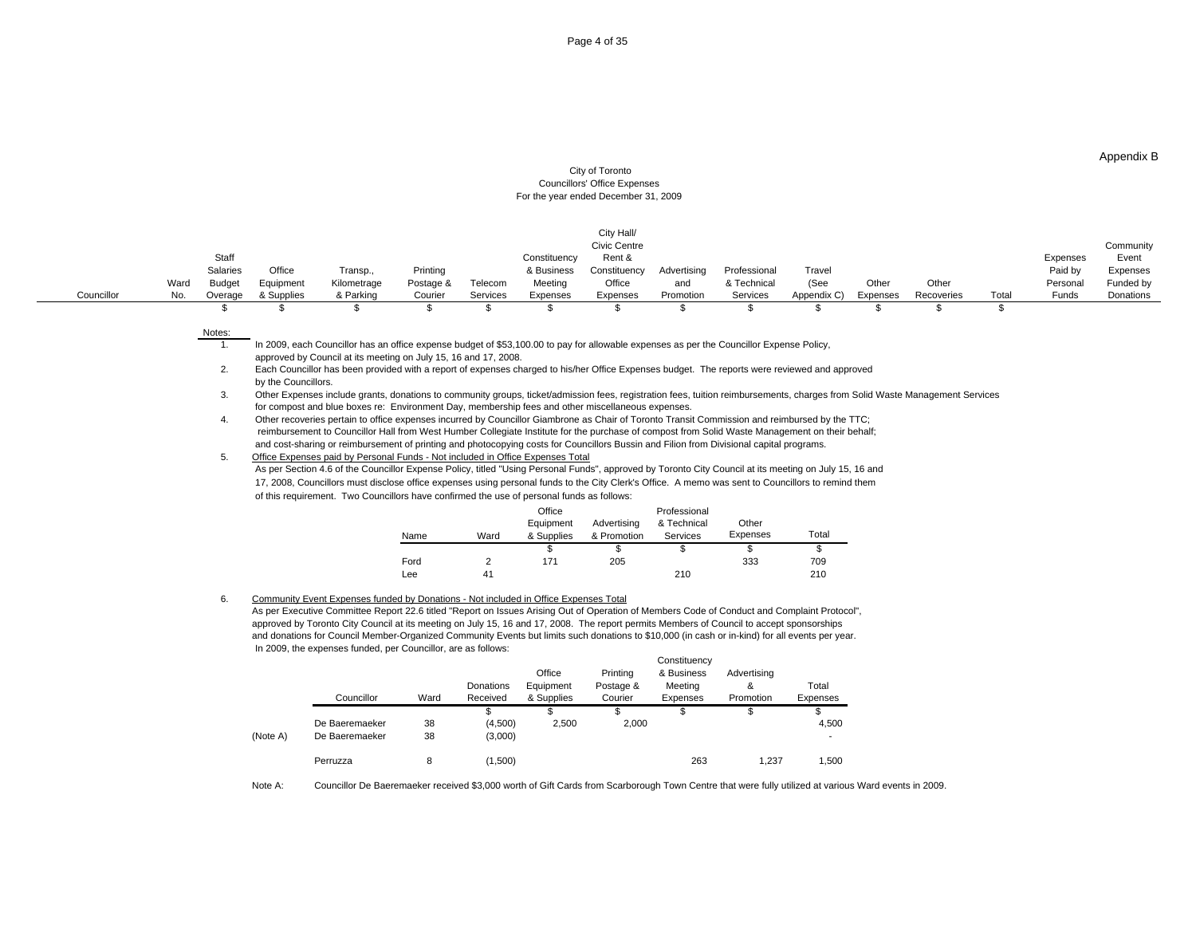Appendix B

City of Toronto
Councillors' Office Expenses
For the year ended December 31, 2009

| Councillor | Ward No. | Staff Salaries Budget Overage | Office Equipment & Supplies | Transp., Kilometrage & Parking | Printing Postage & Courier | Telecom Services | Constituency & Business Meeting Expenses | City Hall/ Civic Centre Rent & Constituency Office Expenses | Advertising and Promotion | Professional & Technical Services | Travel (See Appendix C) | Other Expenses | Other Recoveries | Total | Expenses Paid by Personal Funds | Community Event Expenses Funded by Donations |
|---|---|---|---|---|---|---|---|---|---|---|---|---|---|---|---|---|
| | | $ | $ | $ | $ | $ | $ | $ | $ | $ | $ | $ | $ | $ | | |

Notes:

1. In 2009, each Councillor has an office expense budget of $53,100.00 to pay for allowable expenses as per the Councillor Expense Policy, approved by Council at its meeting on July 15, 16 and 17, 2008.
2. Each Councillor has been provided with a report of expenses charged to his/her Office Expenses budget. The reports were reviewed and approved by the Councillors.
3. Other Expenses include grants, donations to community groups, ticket/admission fees, registration fees, tuition reimbursements, charges from Solid Waste Management Services for compost and blue boxes re: Environment Day, membership fees and other miscellaneous expenses.
4. Other recoveries pertain to office expenses incurred by Councillor Giambrone as Chair of Toronto Transit Commission and reimbursed by the TTC; reimbursement to Councillor Hall from West Humber Collegiate Institute for the purchase of compost from Solid Waste Management on their behalf; and cost-sharing or reimbursement of printing and photocopying costs for Councillors Bussin and Filion from Divisional capital programs.
5. Office Expenses paid by Personal Funds - Not included in Office Expenses Total

   As per Section 4.6 of the Councillor Expense Policy, titled "Using Personal Funds", approved by Toronto City Council at its meeting on July 15, 16 and 17, 2008, Councillors must disclose office expenses using personal funds to the City Clerk's Office. A memo was sent to Councillors to remind them of this requirement. Two Councillors have confirmed the use of personal funds as follows:

| Name | Ward | Office Equipment & Supplies | Advertising & Promotion | Professional & Technical Services | Other Expenses | Total |
|---|---|---|---|---|---|---|
| | | $ | $ | $ | $ | $ |
| Ford | 2 | 171 | 205 | | 333 | 709 |
| Lee | 41 | | | 210 | | 210 |

6. Community Event Expenses funded by Donations - Not included in Office Expenses Total

   As per Executive Committee Report 22.6 titled "Report on Issues Arising Out of Operation of Members Code of Conduct and Complaint Protocol", approved by Toronto City Council at its meeting on July 15, 16 and 17, 2008. The report permits Members of Council to accept sponsorships and donations for Council Member-Organized Community Events but limits such donations to $10,000 (in cash or in-kind) for all events per year. In 2009, the expenses funded, per Councillor, are as follows:

| | Councillor | Ward | Donations Received | Office Equipment & Supplies | Printing Postage & Courier | Constituency & Business Meeting Expenses | Advertising & Promotion | Total Expenses |
|---|---|---|---|---|---|---|---|---|
| | | | $ | $ | $ | $ | $ | $ |
| | De Baeremaeker | 38 | (4,500) | 2,500 | 2,000 | | | 4,500 |
| (Note A) | De Baeremaeker | 38 | (3,000) | | | | | - |
| | Perruzza | 8 | (1,500) | | | 263 | 1,237 | 1,500 |

Note A: Councillor De Baeremaeker received $3,000 worth of Gift Cards from Scarborough Town Centre that were fully utilized at various Ward events in 2009.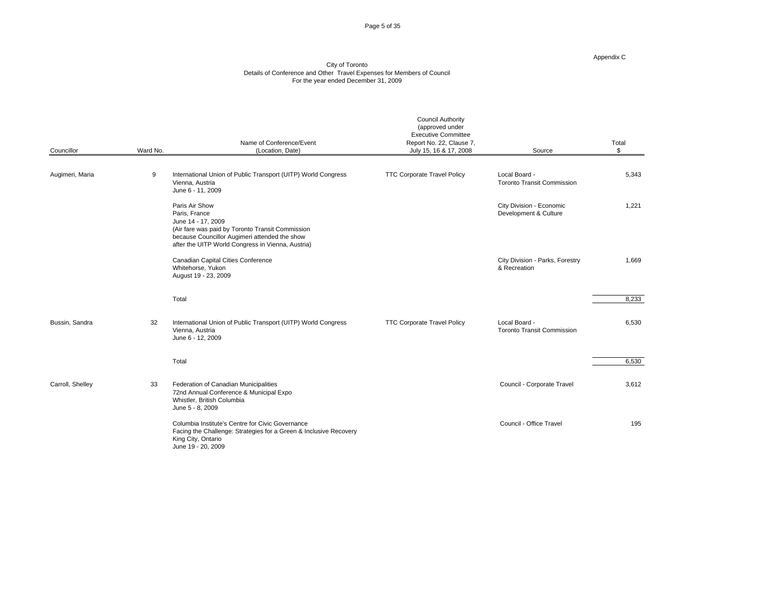Appendix C

# City of Toronto
## Details of Conference and Other Travel Expenses for Members of Council
### For the year ended December 31, 2009

| Councillor | Ward No. | Name of Conference/Event (Location, Date) | Council Authority (approved under Executive Committee Report No. 22, Clause 7, July 15, 16 & 17, 2008 | Source | Total $ |
|---|---|---|---|---|---|
| Augimeri, Maria | 9 | International Union of Public Transport (UITP) World Congress<br>Vienna, Austria<br>June 6 - 11, 2009 | TTC Corporate Travel Policy | Local Board - Toronto Transit Commission | 5,343 |
| | | Paris Air Show<br>Paris, France<br>June 14 - 17, 2009<br>(Air fare was paid by Toronto Transit Commission because Councillor Augimeri attended the show after the UITP World Congress in Vienna, Austria) | | City Division - Economic Development & Culture | 1,221 |
| | | Canadian Capital Cities Conference<br>Whitehorse, Yukon<br>August 19 - 23, 2009 | | City Division - Parks, Forestry & Recreation | 1,669 |
| | | Total | | | 8,233 |
| Bussin, Sandra | 32 | International Union of Public Transport (UITP) World Congress<br>Vienna, Austria<br>June 6 - 12, 2009 | TTC Corporate Travel Policy | Local Board - Toronto Transit Commission | 6,530 |
| | | Total | | | 6,530 |
| Carroll, Shelley | 33 | Federation of Canadian Municipalities<br>72nd Annual Conference & Municipal Expo<br>Whistler, British Columbia<br>June 5 - 8, 2009 | | Council - Corporate Travel | 3,612 |
| | | Columbia Institute's Centre for Civic Governance<br>Facing the Challenge: Strategies for a Green & Inclusive Recovery<br>King City, Ontario<br>June 19 - 20, 2009 | | Council - Office Travel | 195 |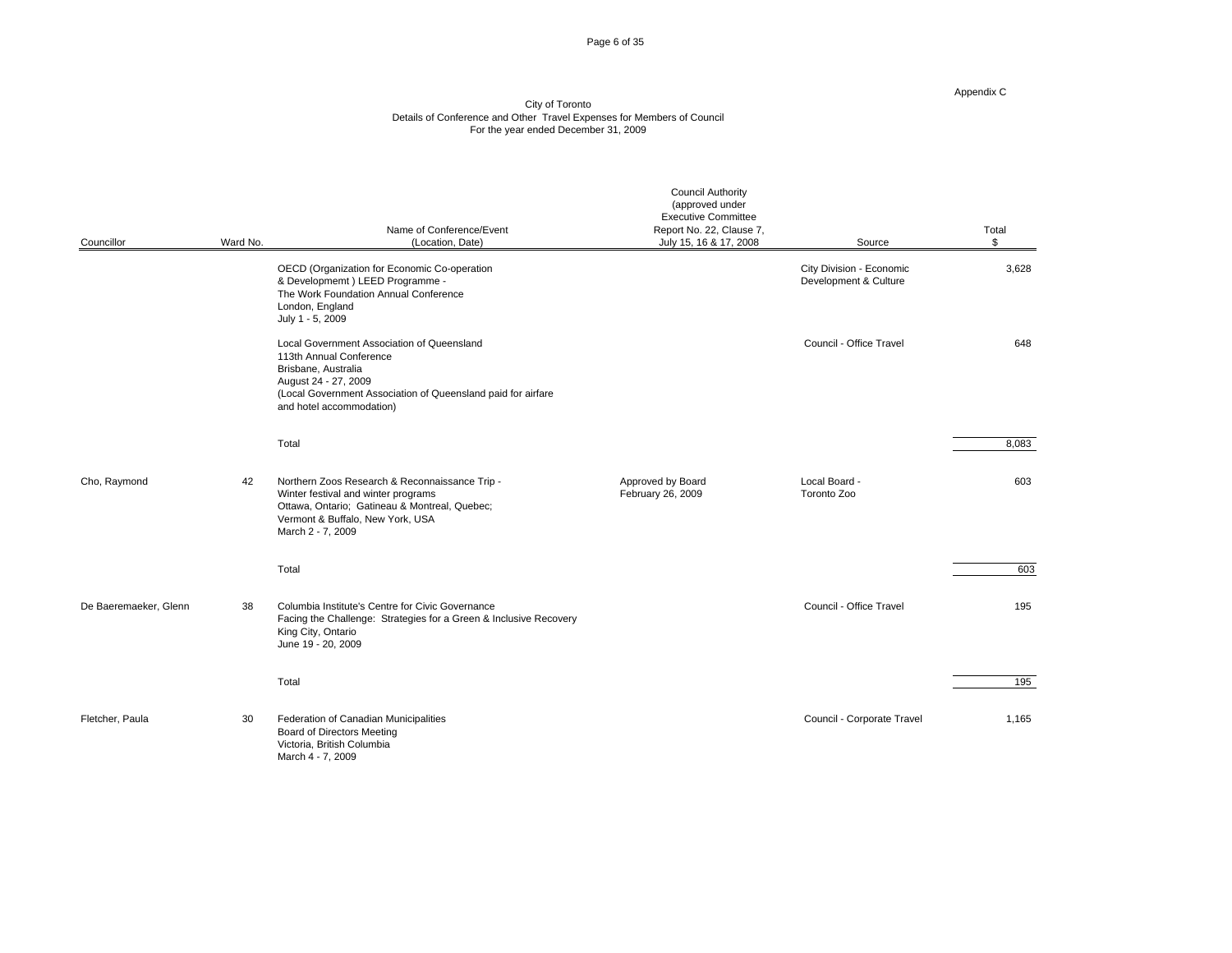Appendix C

City of Toronto
Details of Conference and Other Travel Expenses for Members of Council
For the year ended December 31, 2009

| Councillor | Ward No. | Name of Conference/Event (Location, Date) | Council Authority (approved under Executive Committee Report No. 22, Clause 7, July 15, 16 & 17, 2008 | Source | Total $ |
|---|---|---|---|---|---|
| | | OECD (Organization for Economic Co-operation & Developmemt ) LEED Programme - The Work Foundation Annual Conference London, England July 1 - 5, 2009 | | City Division - Economic Development & Culture | 3,628 |
| | | Local Government Association of Queensland 113th Annual Conference Brisbane, Australia August 24 - 27, 2009 (Local Government Association of Queensland paid for airfare and hotel accommodation) | | Council - Office Travel | 648 |
| | | Total | | | 8,083 |
| Cho, Raymond | 42 | Northern Zoos Research & Reconnaissance Trip - Winter festival and winter programs Ottawa, Ontario; Gatineau & Montreal, Quebec; Vermont & Buffalo, New York, USA March 2 - 7, 2009 | Approved by Board February 26, 2009 | Local Board - Toronto Zoo | 603 |
| | | Total | | | 603 |
| De Baeremaeker, Glenn | 38 | Columbia Institute's Centre for Civic Governance Facing the Challenge: Strategies for a Green & Inclusive Recovery King City, Ontario June 19 - 20, 2009 | | Council - Office Travel | 195 |
| | | Total | | | 195 |
| Fletcher, Paula | 30 | Federation of Canadian Municipalities Board of Directors Meeting Victoria, British Columbia March 4 - 7, 2009 | | Council - Corporate Travel | 1,165 |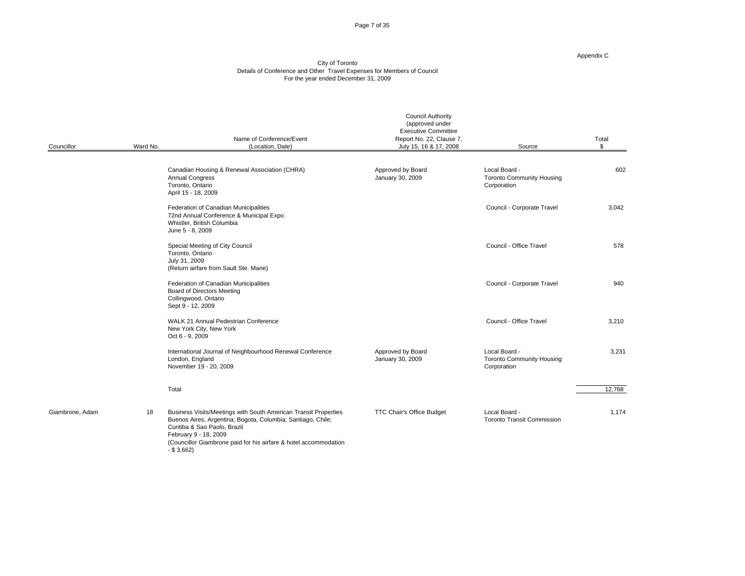Appendix C

City of Toronto
Details of Conference and Other Travel Expenses for Members of Council
For the year ended December 31, 2009

| Councillor | Ward No. | Name of Conference/Event (Location, Date) | Council Authority (approved under Executive Committee Report No. 22, Clause 7, July 15, 16 & 17, 2008 | Source | Total $ |
|---|---|---|---|---|---|
| | | Canadian Housing & Renewal Association (CHRA) Annual Congress Toronto, Ontario April 15 - 18, 2009 | Approved by Board January 30, 2009 | Local Board - Toronto Community Housing Corporation | 602 |
| | | Federation of Canadian Municipalities 72nd Annual Conference & Municipal Expo Whistler, British Columbia June 5 - 8, 2009 | | Council - Corporate Travel | 3,042 |
| | | Special Meeting of City Council Toronto, Ontario July 31, 2009 (Return airfare from Sault Ste. Marie) | | Council - Office Travel | 578 |
| | | Federation of Canadian Municipalities Board of Directors Meeting Collingwood, Ontario Sept 9 - 12, 2009 | | Council - Corporate Travel | 940 |
| | | WALK 21 Annual Pedestrian Conference New York City, New York Oct 6 - 9, 2009 | | Council - Office Travel | 3,210 |
| | | International Journal of Neighbourhood Renewal Conference London, England November 19 - 20, 2009 | Approved by Board January 30, 2009 | Local Board - Toronto Community Housing Corporation | 3,231 |
| | | Total | | | 12,768 |
| Giambrone, Adam | 18 | Business Visits/Meetings with South American Transit Properties Buenos Aires, Argentina; Bogota, Columbia; Santiago, Chile; Curitiba & Sao Paolo, Brazil February 9 - 18, 2009 (Councillor Giambrone paid for his airfare & hotel accommodation - $ 3,662) | TTC Chair's Office Budget | Local Board - Toronto Transit Commission | 1,174 |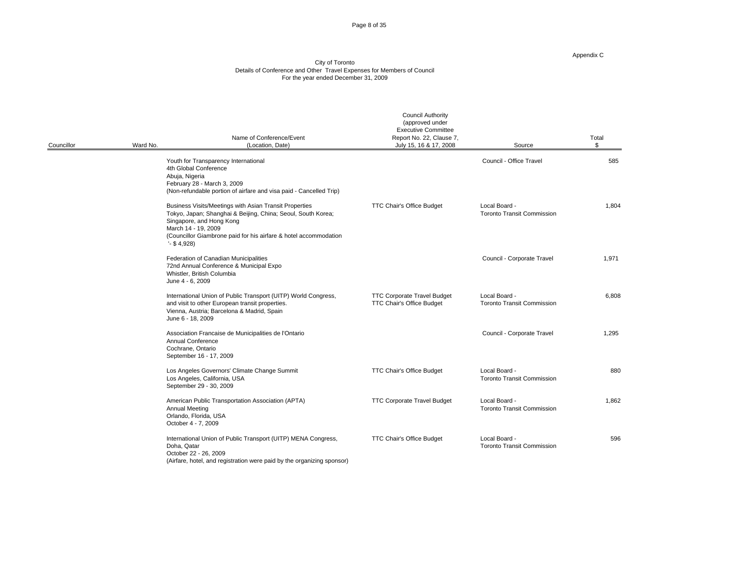Appendix C

City of Toronto
Details of Conference and Other Travel Expenses for Members of Council
For the year ended December 31, 2009

| Councillor | Ward No. | Name of Conference/Event (Location, Date) | Council Authority (approved under Executive Committee Report No. 22, Clause 7, July 15, 16 & 17, 2008 | Source | Total $ |
|---|---|---|---|---|---|
| | | Youth for Transparency International<br>4th Global Conference<br>Abuja, Nigeria<br>February 28 - March 3, 2009<br>(Non-refundable portion of airfare and visa paid - Cancelled Trip) | | Council - Office Travel | 585 |
| | | Business Visits/Meetings with Asian Transit Properties<br>Tokyo, Japan; Shanghai & Beijing, China; Seoul, South Korea; Singapore, and Hong Kong<br>March 14 - 19, 2009<br>(Councillor Giambrone paid for his airfare & hotel accommodation '- $ 4,928) | TTC Chair's Office Budget | Local Board - Toronto Transit Commission | 1,804 |
| | | Federation of Canadian Municipalities<br>72nd Annual Conference & Municipal Expo<br>Whistler, British Columbia<br>June 4 - 6, 2009 | | Council - Corporate Travel | 1,971 |
| | | International Union of Public Transport (UITP) World Congress, and visit to other European transit properties.<br>Vienna, Austria; Barcelona & Madrid, Spain<br>June 6 - 18, 2009 | TTC Corporate Travel Budget<br>TTC Chair's Office Budget | Local Board - Toronto Transit Commission | 6,808 |
| | | Association Francaise de Municipalities de l'Ontario<br>Annual Conference<br>Cochrane, Ontario<br>September 16 - 17, 2009 | | Council - Corporate Travel | 1,295 |
| | | Los Angeles Governors' Climate Change Summit<br>Los Angeles, California, USA<br>September 29 - 30, 2009 | TTC Chair's Office Budget | Local Board - Toronto Transit Commission | 880 |
| | | American Public Transportation Association (APTA)<br>Annual Meeting<br>Orlando, Florida, USA<br>October 4 - 7, 2009 | TTC Corporate Travel Budget | Local Board - Toronto Transit Commission | 1,862 |
| | | International Union of Public Transport (UITP) MENA Congress,<br>Doha, Qatar<br>October 22 - 26, 2009<br>(Airfare, hotel, and registration were paid by the organizing sponsor) | TTC Chair's Office Budget | Local Board - Toronto Transit Commission | 596 |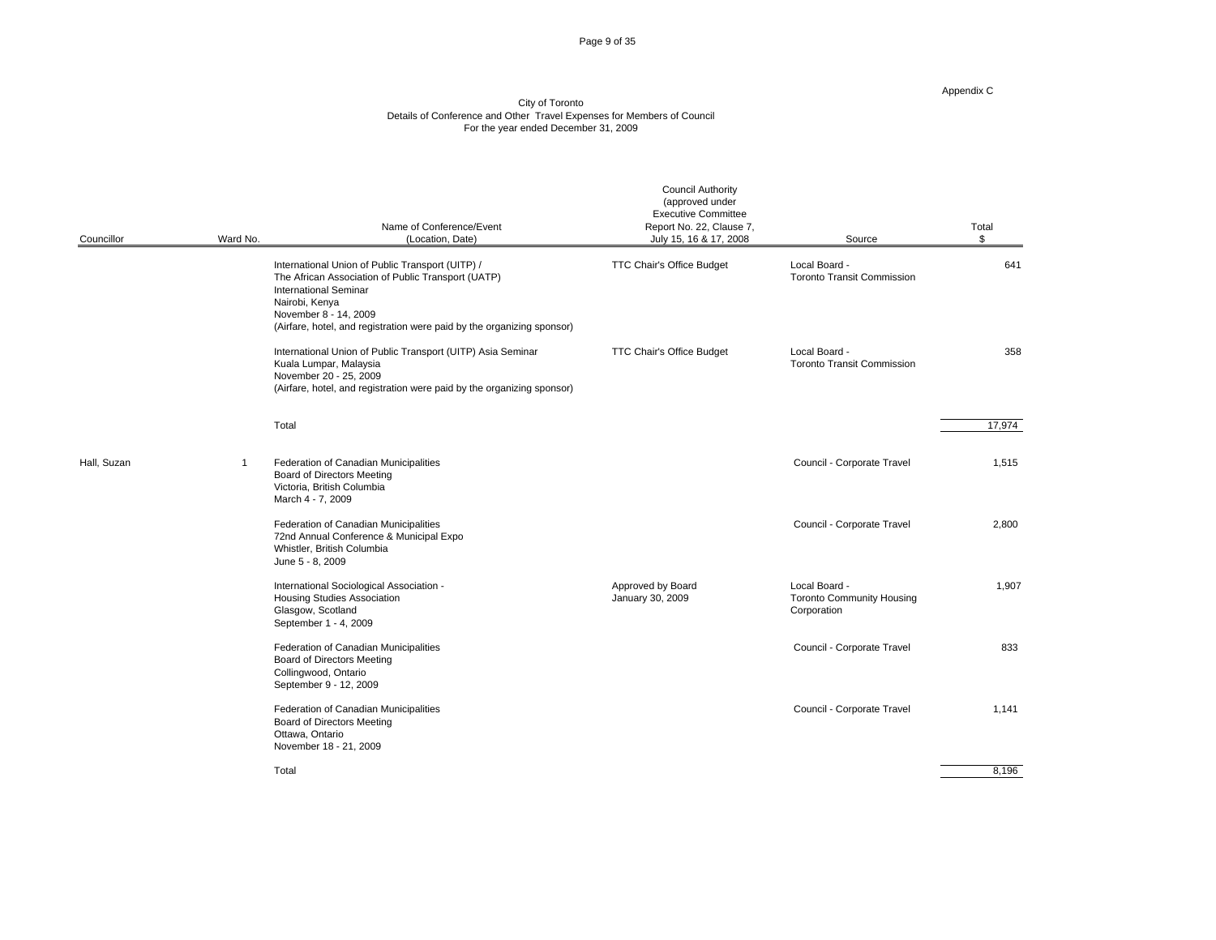Appendix C

City of Toronto
Details of Conference and Other Travel Expenses for Members of Council
For the year ended December 31, 2009

| Councillor | Ward No. | Name of Conference/Event (Location, Date) | Council Authority (approved under Executive Committee Report No. 22, Clause 7, July 15, 16 & 17, 2008 | Source | Total $ |
|---|---|---|---|---|---|
| | | International Union of Public Transport (UITP) / The African Association of Public Transport (UATP) International Seminar Nairobi, Kenya November 8 - 14, 2009 (Airfare, hotel, and registration were paid by the organizing sponsor) | TTC Chair's Office Budget | Local Board - Toronto Transit Commission | 641 |
| | | International Union of Public Transport (UITP) Asia Seminar Kuala Lumpar, Malaysia November 20 - 25, 2009 (Airfare, hotel, and registration were paid by the organizing sponsor) | TTC Chair's Office Budget | Local Board - Toronto Transit Commission | 358 |
| | | Total | | | 17,974 |
| Hall, Suzan | 1 | Federation of Canadian Municipalities Board of Directors Meeting Victoria, British Columbia March 4 - 7, 2009 | | Council - Corporate Travel | 1,515 |
| | | Federation of Canadian Municipalities 72nd Annual Conference & Municipal Expo Whistler, British Columbia June 5 - 8, 2009 | | Council - Corporate Travel | 2,800 |
| | | International Sociological Association - Housing Studies Association Glasgow, Scotland September 1 - 4, 2009 | Approved by Board January 30, 2009 | Local Board - Toronto Community Housing Corporation | 1,907 |
| | | Federation of Canadian Municipalities Board of Directors Meeting Collingwood, Ontario September 9 - 12, 2009 | | Council - Corporate Travel | 833 |
| | | Federation of Canadian Municipalities Board of Directors Meeting Ottawa, Ontario November 18 - 21, 2009 | | Council - Corporate Travel | 1,141 |
| | | Total | | | 8,196 |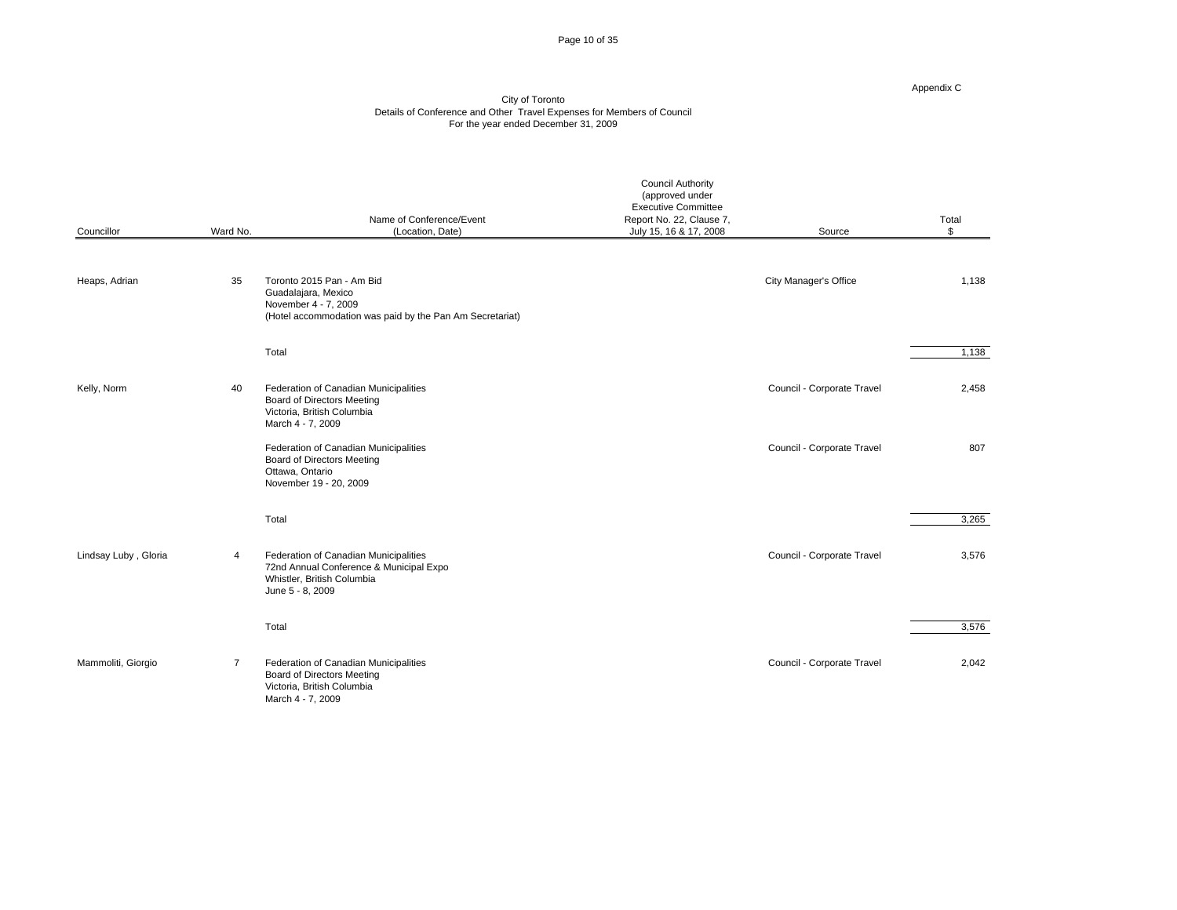Appendix C

City of Toronto
Details of Conference and Other Travel Expenses for Members of Council
For the year ended December 31, 2009

| Councillor | Ward No. | Name of Conference/Event (Location, Date) | Council Authority (approved under Executive Committee Report No. 22, Clause 7, July 15, 16 & 17, 2008 | Source | Total $ |
|---|---|---|---|---|---|
| Heaps, Adrian | 35 | Toronto 2015 Pan - Am Bid<br>Guadalajara, Mexico<br>November 4 - 7, 2009<br>(Hotel accommodation was paid by the Pan Am Secretariat) | | City Manager's Office | 1,138 |
| | | Total | | | 1,138 |
| Kelly, Norm | 40 | Federation of Canadian Municipalities<br>Board of Directors Meeting<br>Victoria, British Columbia<br>March 4 - 7, 2009 | | Council - Corporate Travel | 2,458 |
| | | Federation of Canadian Municipalities<br>Board of Directors Meeting<br>Ottawa, Ontario<br>November 19 - 20, 2009 | | Council - Corporate Travel | 807 |
| | | Total | | | 3,265 |
| Lindsay Luby , Gloria | 4 | Federation of Canadian Municipalities<br>72nd Annual Conference & Municipal Expo<br>Whistler, British Columbia<br>June 5 - 8, 2009 | | Council - Corporate Travel | 3,576 |
| | | Total | | | 3,576 |
| Mammoliti, Giorgio | 7 | Federation of Canadian Municipalities<br>Board of Directors Meeting<br>Victoria, British Columbia<br>March 4 - 7, 2009 | | Council - Corporate Travel | 2,042 |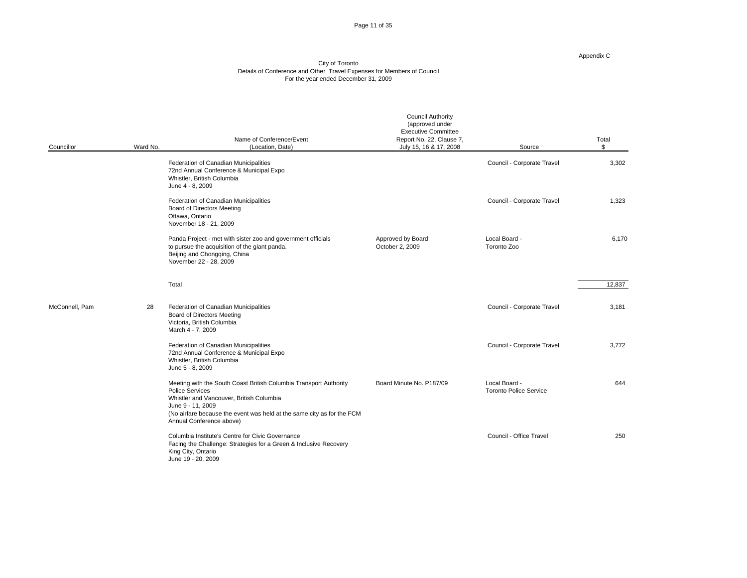Appendix C

City of Toronto
Details of Conference and Other Travel Expenses for Members of Council
For the year ended December 31, 2009

| Councillor | Ward No. | Name of Conference/Event (Location, Date) | Council Authority (approved under Executive Committee Report No. 22, Clause 7, July 15, 16 & 17, 2008 | Source | Total $ |
|---|---|---|---|---|---|
| | | Federation of Canadian Municipalities<br>72nd Annual Conference & Municipal Expo<br>Whistler, British Columbia<br>June 4 - 8, 2009 | | Council - Corporate Travel | 3,302 |
| | | Federation of Canadian Municipalities<br>Board of Directors Meeting<br>Ottawa, Ontario<br>November 18 - 21, 2009 | | Council - Corporate Travel | 1,323 |
| | | Panda Project - met with sister zoo and government officials to pursue the acquisition of the giant panda.<br>Beijing and Chongqing, China<br>November 22 - 28, 2009 | Approved by Board October 2, 2009 | Local Board - Toronto Zoo | 6,170 |
| | | Total | | | 12,837 |
| McConnell, Pam | 28 | Federation of Canadian Municipalities<br>Board of Directors Meeting<br>Victoria, British Columbia<br>March 4 - 7, 2009 | | Council - Corporate Travel | 3,181 |
| | | Federation of Canadian Municipalities<br>72nd Annual Conference & Municipal Expo<br>Whistler, British Columbia<br>June 5 - 8, 2009 | | Council - Corporate Travel | 3,772 |
| | | Meeting with the South Coast British Columbia Transport Authority Police Services<br>Whistler and Vancouver, British Columbia<br>June 9 - 11, 2009<br>(No airfare because the event was held at the same city as for the FCM Annual Conference above) | Board Minute No. P187/09 | Local Board - Toronto Police Service | 644 |
| | | Columbia Institute's Centre for Civic Governance<br>Facing the Challenge: Strategies for a Green & Inclusive Recovery<br>King City, Ontario<br>June 19 - 20, 2009 | | Council - Office Travel | 250 |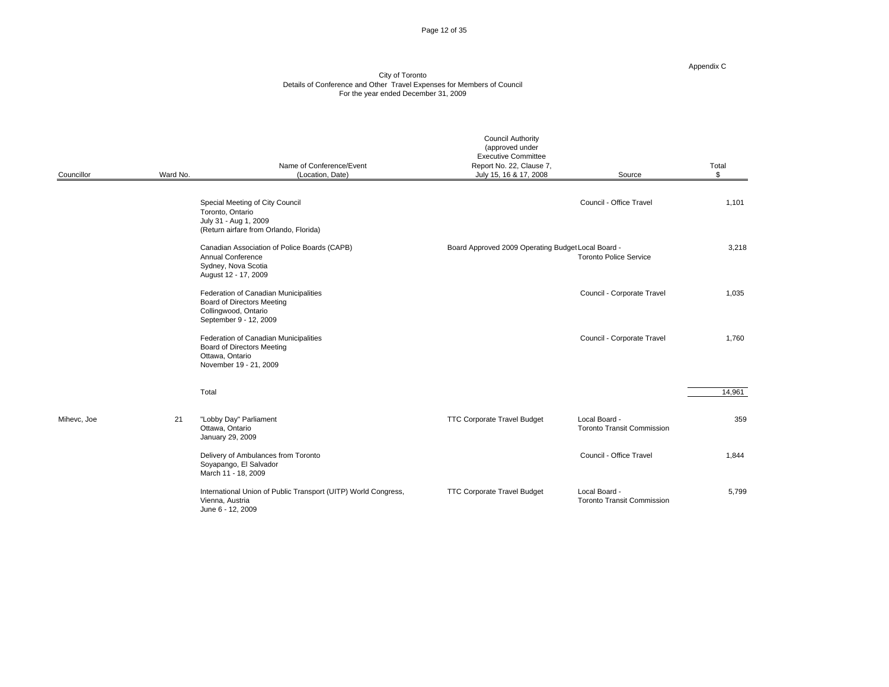Appendix C

City of Toronto
Details of Conference and Other Travel Expenses for Members of Council
For the year ended December 31, 2009

| Councillor | Ward No. | Name of Conference/Event (Location, Date) | Council Authority (approved under Executive Committee Report No. 22, Clause 7, July 15, 16 & 17, 2008 | Source | Total $ |
|---|---|---|---|---|---|
| | | Special Meeting of City Council<br>Toronto, Ontario<br>July 31 - Aug 1, 2009<br>(Return airfare from Orlando, Florida) | | Council - Office Travel | 1,101 |
| | | Canadian Association of Police Boards (CAPB)<br>Annual Conference<br>Sydney, Nova Scotia<br>August 12 - 17, 2009 | Board Approved 2009 Operating Budget | Local Board -<br>Toronto Police Service | 3,218 |
| | | Federation of Canadian Municipalities<br>Board of Directors Meeting<br>Collingwood, Ontario<br>September 9 - 12, 2009 | | Council - Corporate Travel | 1,035 |
| | | Federation of Canadian Municipalities<br>Board of Directors Meeting<br>Ottawa, Ontario<br>November 19 - 21, 2009 | | Council - Corporate Travel | 1,760 |
| | | Total | | | 14,961 |
| Mihevc, Joe | 21 | "Lobby Day" Parliament<br>Ottawa, Ontario<br>January 29, 2009 | TTC Corporate Travel Budget | Local Board -<br>Toronto Transit Commission | 359 |
| | | Delivery of Ambulances from Toronto<br>Soyapango, El Salvador<br>March 11 - 18, 2009 | | Council - Office Travel | 1,844 |
| | | International Union of Public Transport (UITP) World Congress,<br>Vienna, Austria<br>June 6 - 12, 2009 | TTC Corporate Travel Budget | Local Board -<br>Toronto Transit Commission | 5,799 |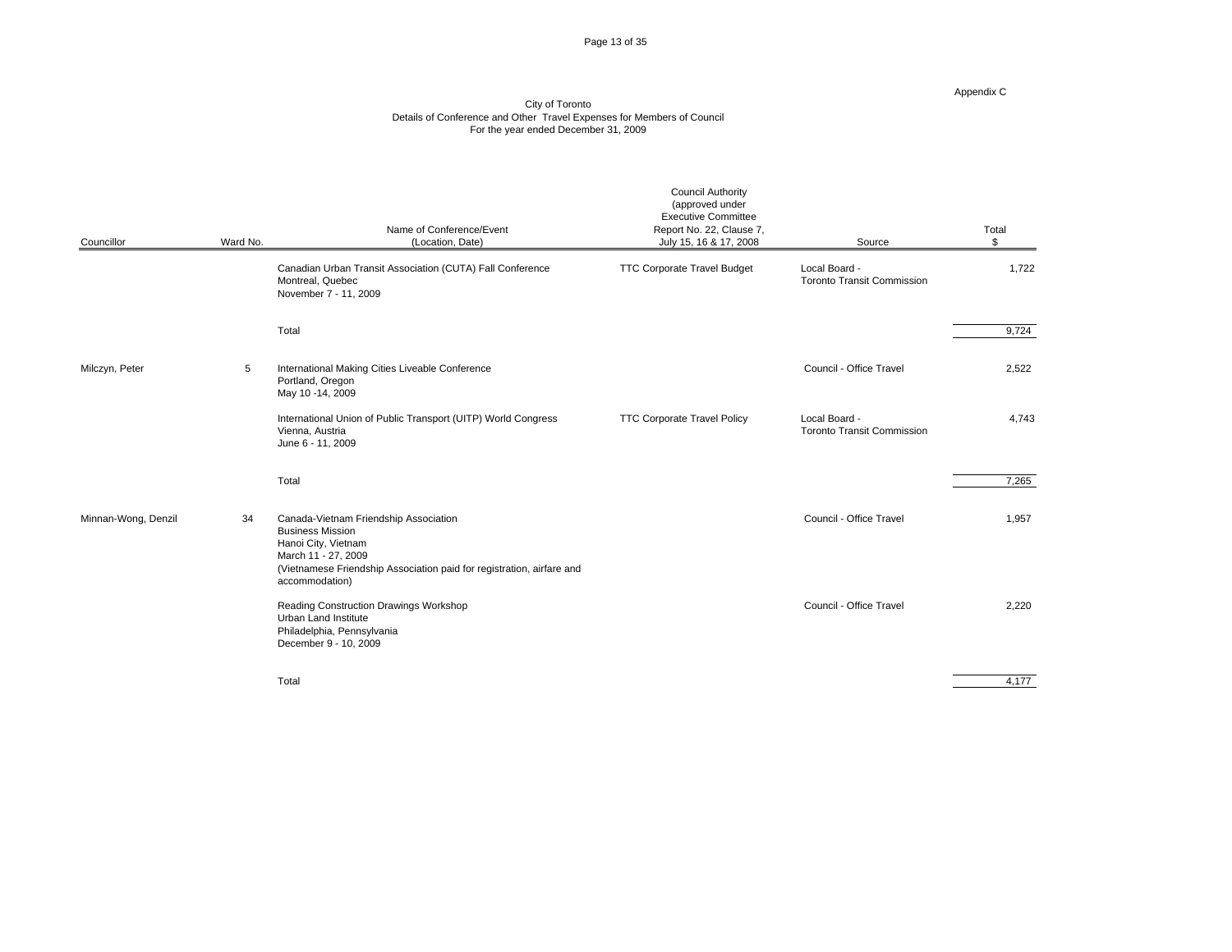Appendix C

City of Toronto
Details of Conference and Other Travel Expenses for Members of Council
For the year ended December 31, 2009

| Councillor | Ward No. | Name of Conference/Event (Location, Date) | Council Authority (approved under Executive Committee Report No. 22, Clause 7, July 15, 16 & 17, 2008 | Source | Total $ |
|---|---|---|---|---|---|
| | | Canadian Urban Transit Association (CUTA) Fall Conference<br>Montreal, Quebec<br>November 7 - 11, 2009 | TTC Corporate Travel Budget | Local Board - Toronto Transit Commission | 1,722 |
| | | Total | | | 9,724 |
| Milczyn, Peter | 5 | International Making Cities Liveable Conference<br>Portland, Oregon<br>May 10 -14, 2009 | | Council - Office Travel | 2,522 |
| | | International Union of Public Transport (UITP) World Congress<br>Vienna, Austria<br>June 6 - 11, 2009 | TTC Corporate Travel Policy | Local Board - Toronto Transit Commission | 4,743 |
| | | Total | | | 7,265 |
| Minnan-Wong, Denzil | 34 | Canada-Vietnam Friendship Association<br>Business Mission<br>Hanoi City, Vietnam<br>March 11 - 27, 2009<br>(Vietnamese Friendship Association paid for registration, airfare and accommodation) | | Council - Office Travel | 1,957 |
| | | Reading Construction Drawings Workshop<br>Urban Land Institute<br>Philadelphia, Pennsylvania<br>December 9 - 10, 2009 | | Council - Office Travel | 2,220 |
| | | Total | | | 4,177 |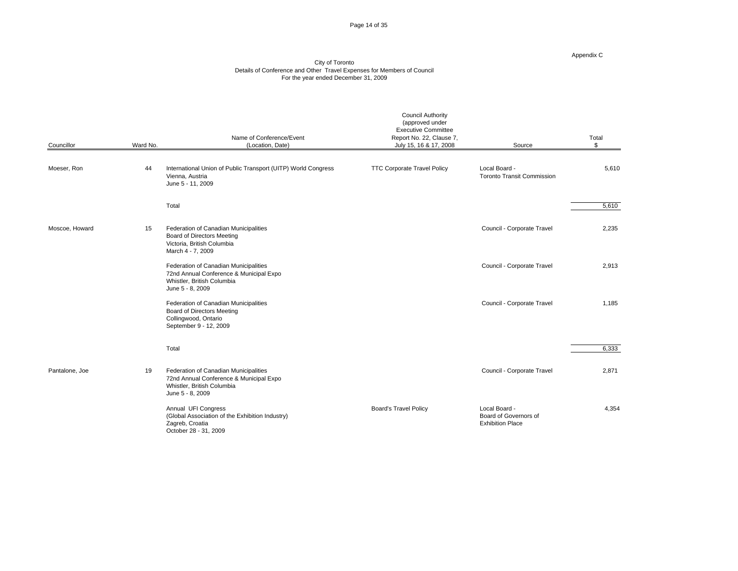Appendix C

City of Toronto
Details of Conference and Other Travel Expenses for Members of Council
For the year ended December 31, 2009

| Councillor | Ward No. | Name of Conference/Event (Location, Date) | Council Authority (approved under Executive Committee Report No. 22, Clause 7, July 15, 16 & 17, 2008 | Source | Total $ |
|---|---|---|---|---|---|
| Moeser, Ron | 44 | International Union of Public Transport (UITP) World Congress<br>Vienna, Austria<br>June 5 - 11, 2009 | TTC Corporate Travel Policy | Local Board - Toronto Transit Commission | 5,610 |
| | | Total | | | 5,610 |
| Moscoe, Howard | 15 | Federation of Canadian Municipalities<br>Board of Directors Meeting<br>Victoria, British Columbia<br>March 4 - 7, 2009 | | Council - Corporate Travel | 2,235 |
| | | Federation of Canadian Municipalities<br>72nd Annual Conference & Municipal Expo<br>Whistler, British Columbia<br>June 5 - 8, 2009 | | Council - Corporate Travel | 2,913 |
| | | Federation of Canadian Municipalities<br>Board of Directors Meeting<br>Collingwood, Ontario<br>September 9 - 12, 2009 | | Council - Corporate Travel | 1,185 |
| | | Total | | | 6,333 |
| Pantalone, Joe | 19 | Federation of Canadian Municipalities<br>72nd Annual Conference & Municipal Expo<br>Whistler, British Columbia<br>June 5 - 8, 2009 | | Council - Corporate Travel | 2,871 |
| | | Annual UFI Congress<br>(Global Association of the Exhibition Industry)<br>Zagreb, Croatia<br>October 28 - 31, 2009 | Board's Travel Policy | Local Board - Board of Governors of Exhibition Place | 4,354 |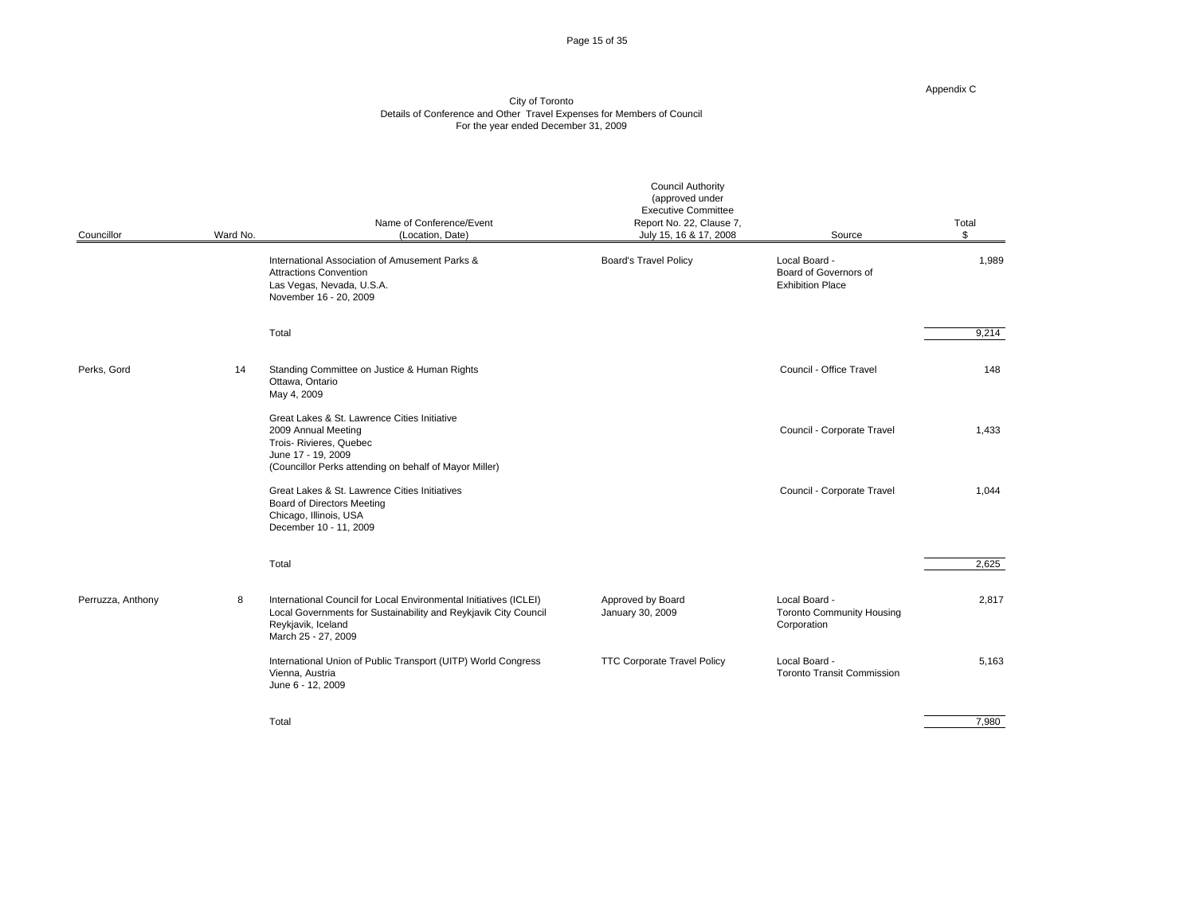Appendix C

City of Toronto
Details of Conference and Other Travel Expenses for Members of Council
For the year ended December 31, 2009

| Councillor | Ward No. | Name of Conference/Event (Location, Date) | Council Authority (approved under Executive Committee Report No. 22, Clause 7, July 15, 16 & 17, 2008 | Source | Total $ |
|---|---|---|---|---|---|
| | | International Association of Amusement Parks & Attractions Convention<br>Las Vegas, Nevada, U.S.A.<br>November 16 - 20, 2009 | Board's Travel Policy | Local Board - Board of Governors of Exhibition Place | 1,989 |
| | | Total | | | 9,214 |
| Perks, Gord | 14 | Standing Committee on Justice & Human Rights<br>Ottawa, Ontario<br>May 4, 2009 | | Council - Office Travel | 148 |
| | | Great Lakes & St. Lawrence Cities Initiative<br>2009 Annual Meeting<br>Trois- Rivieres, Quebec<br>June 17 - 19, 2009<br>(Councillor Perks attending on behalf of Mayor Miller) | | Council - Corporate Travel | 1,433 |
| | | Great Lakes & St. Lawrence Cities Initiatives<br>Board of Directors Meeting<br>Chicago, Illinois, USA<br>December 10 - 11, 2009 | | Council - Corporate Travel | 1,044 |
| | | Total | | | 2,625 |
| Perruzza, Anthony | 8 | International Council for Local Environmental Initiatives (ICLEI)<br>Local Governments for Sustainability and Reykjavik City Council<br>Reykjavik, Iceland<br>March 25 - 27, 2009 | Approved by Board<br>January 30, 2009 | Local Board - Toronto Community Housing Corporation | 2,817 |
| | | International Union of Public Transport (UITP) World Congress<br>Vienna, Austria<br>June 6 - 12, 2009 | TTC Corporate Travel Policy | Local Board - Toronto Transit Commission | 5,163 |
| | | Total | | | 7,980 |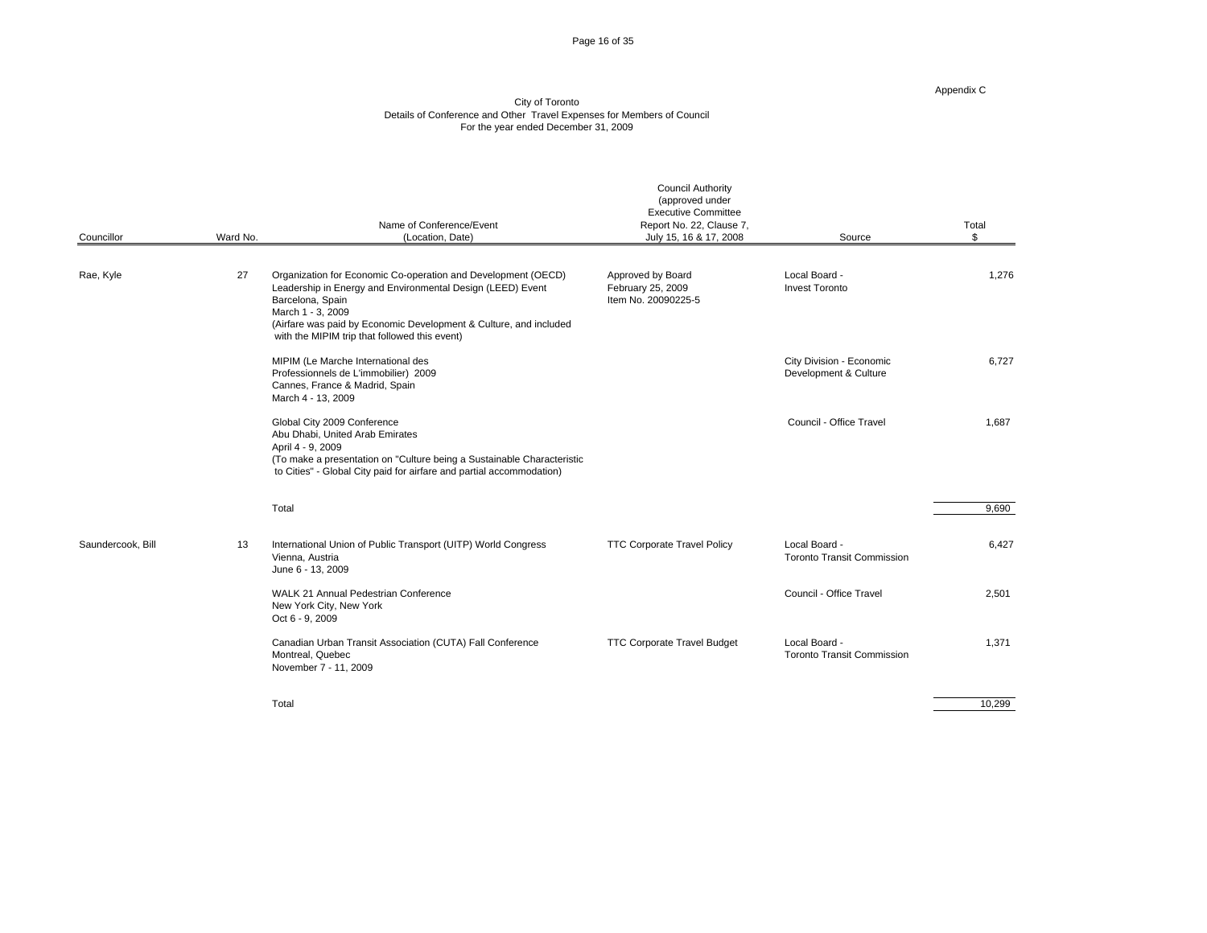Appendix C

City of Toronto
Details of Conference and Other Travel Expenses for Members of Council
For the year ended December 31, 2009

| Councillor | Ward No. | Name of Conference/Event (Location, Date) | Council Authority (approved under Executive Committee Report No. 22, Clause 7, July 15, 16 & 17, 2008 | Source | Total $ |
|---|---|---|---|---|---|
| Rae, Kyle | 27 | Organization for Economic Co-operation and Development (OECD) Leadership in Energy and Environmental Design (LEED) Event<br>Barcelona, Spain<br>March 1 - 3, 2009<br>(Airfare was paid by Economic Development & Culture, and included with the MIPIM trip that followed this event) | Approved by Board<br>February 25, 2009<br>Item No. 20090225-5 | Local Board -<br>Invest Toronto | 1,276 |
| | | MIPIM (Le Marche International des Professionnels de L'immobilier) 2009<br>Cannes, France & Madrid, Spain<br>March 4 - 13, 2009 | | City Division - Economic Development & Culture | 6,727 |
| | | Global City 2009 Conference<br>Abu Dhabi, United Arab Emirates<br>April 4 - 9, 2009<br>(To make a presentation on "Culture being a Sustainable Characteristic to Cities" - Global City paid for airfare and partial accommodation) | | Council - Office Travel | 1,687 |
| | | Total | | | 9,690 |
| Saundercook, Bill | 13 | International Union of Public Transport (UITP) World Congress<br>Vienna, Austria<br>June 6 - 13, 2009 | TTC Corporate Travel Policy | Local Board -<br>Toronto Transit Commission | 6,427 |
| | | WALK 21 Annual Pedestrian Conference<br>New York City, New York<br>Oct 6 - 9, 2009 | | Council - Office Travel | 2,501 |
| | | Canadian Urban Transit Association (CUTA) Fall Conference<br>Montreal, Quebec<br>November 7 - 11, 2009 | TTC Corporate Travel Budget | Local Board -<br>Toronto Transit Commission | 1,371 |
| | | Total | | | 10,299 |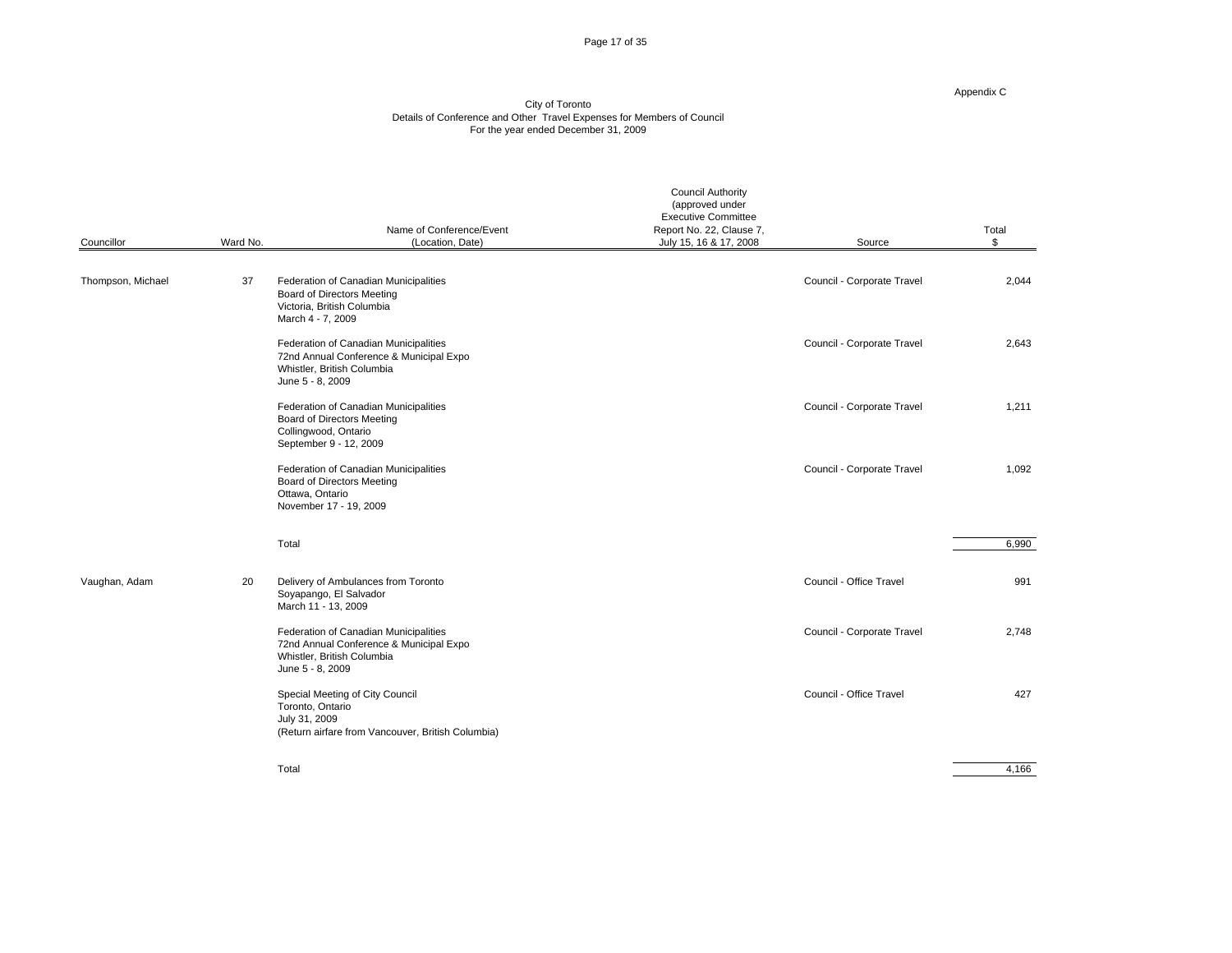Appendix C

City of Toronto
Details of Conference and Other Travel Expenses for Members of Council
For the year ended December 31, 2009

| Councillor | Ward No. | Name of Conference/Event (Location, Date) | Council Authority (approved under Executive Committee Report No. 22, Clause 7, July 15, 16 & 17, 2008 | Source | Total $ |
|---|---|---|---|---|---|
| Thompson, Michael | 37 | Federation of Canadian Municipalities Board of Directors Meeting Victoria, British Columbia March 4 - 7, 2009 | | Council - Corporate Travel | 2,044 |
| | | Federation of Canadian Municipalities 72nd Annual Conference & Municipal Expo Whistler, British Columbia June 5 - 8, 2009 | | Council - Corporate Travel | 2,643 |
| | | Federation of Canadian Municipalities Board of Directors Meeting Collingwood, Ontario September 9 - 12, 2009 | | Council - Corporate Travel | 1,211 |
| | | Federation of Canadian Municipalities Board of Directors Meeting Ottawa, Ontario November 17 - 19, 2009 | | Council - Corporate Travel | 1,092 |
| | | Total | | | 6,990 |
| Vaughan, Adam | 20 | Delivery of Ambulances from Toronto Soyapango, El Salvador March 11 - 13, 2009 | | Council - Office Travel | 991 |
| | | Federation of Canadian Municipalities 72nd Annual Conference & Municipal Expo Whistler, British Columbia June 5 - 8, 2009 | | Council - Corporate Travel | 2,748 |
| | | Special Meeting of City Council Toronto, Ontario July 31, 2009 (Return airfare from Vancouver, British Columbia) | | Council - Office Travel | 427 |
| | | Total | | | 4,166 |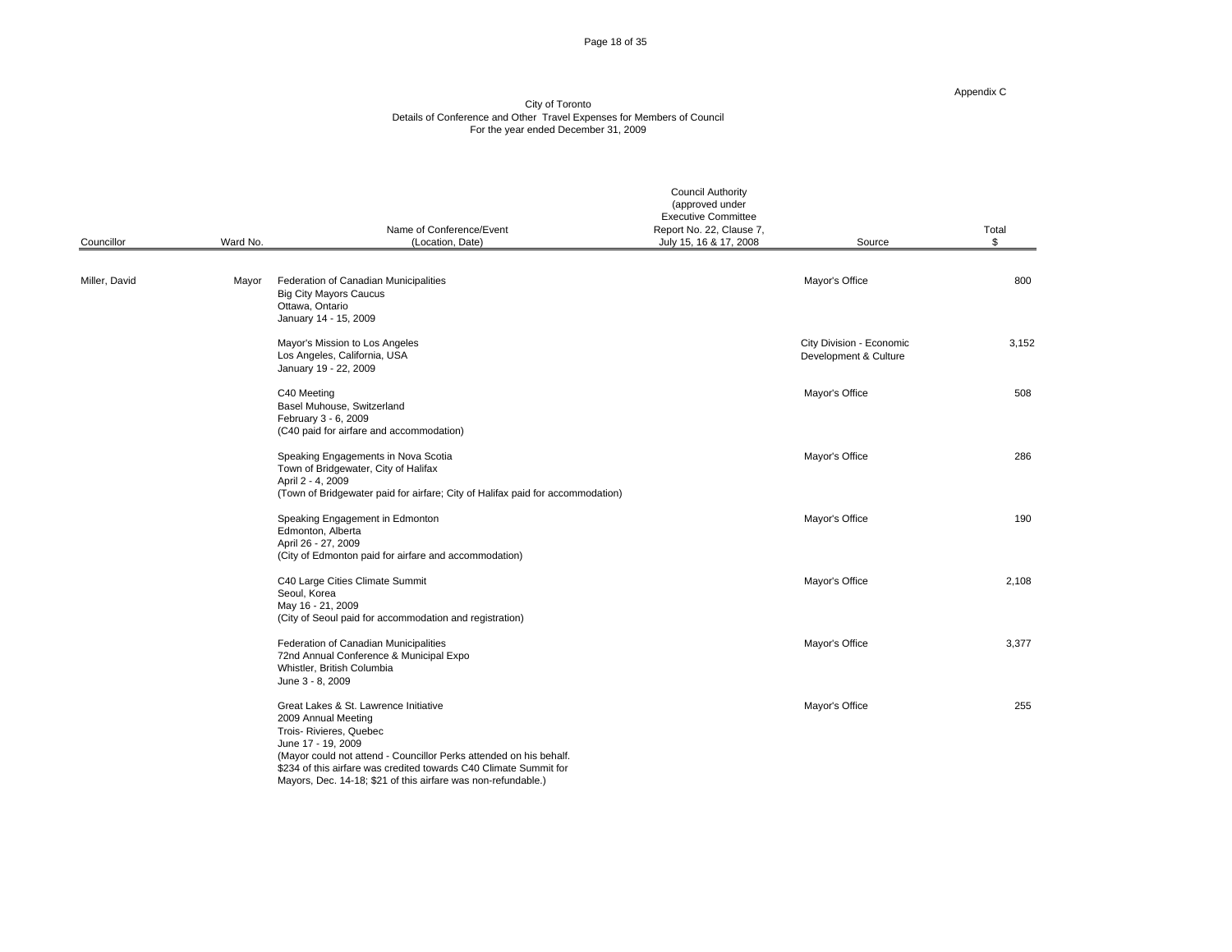Appendix C

City of Toronto
Details of Conference and Other Travel Expenses for Members of Council
For the year ended December 31, 2009

| Councillor | Ward No. | Name of Conference/Event (Location, Date) | Council Authority (approved under Executive Committee Report No. 22, Clause 7, July 15, 16 & 17, 2008 | Source | Total $ |
|---|---|---|---|---|---|
| Miller, David | Mayor | Federation of Canadian Municipalities<br>Big City Mayors Caucus<br>Ottawa, Ontario<br>January 14 - 15, 2009 | | Mayor's Office | 800 |
| | | Mayor's Mission to Los Angeles<br>Los Angeles, California, USA<br>January 19 - 22, 2009 | | City Division - Economic Development & Culture | 3,152 |
| | | C40 Meeting<br>Basel Muhouse, Switzerland<br>February 3 - 6, 2009<br>(C40 paid for airfare and accommodation) | | Mayor's Office | 508 |
| | | Speaking Engagements in Nova Scotia<br>Town of Bridgewater, City of Halifax<br>April 2 - 4, 2009<br>(Town of Bridgewater paid for airfare; City of Halifax paid for accommodation) | | Mayor's Office | 286 |
| | | Speaking Engagement in Edmonton<br>Edmonton, Alberta<br>April 26 - 27, 2009<br>(City of Edmonton paid for airfare and accommodation) | | Mayor's Office | 190 |
| | | C40 Large Cities Climate Summit<br>Seoul, Korea<br>May 16 - 21, 2009<br>(City of Seoul paid for accommodation and registration) | | Mayor's Office | 2,108 |
| | | Federation of Canadian Municipalities<br>72nd Annual Conference & Municipal Expo<br>Whistler, British Columbia<br>June 3 - 8, 2009 | | Mayor's Office | 3,377 |
| | | Great Lakes & St. Lawrence Initiative<br>2009 Annual Meeting<br>Trois- Rivieres, Quebec<br>June 17 - 19, 2009<br>(Mayor could not attend - Councillor Perks attended on his behalf. $234 of this airfare was credited towards C40 Climate Summit for Mayors, Dec. 14-18; $21 of this airfare was non-refundable.) | | Mayor's Office | 255 |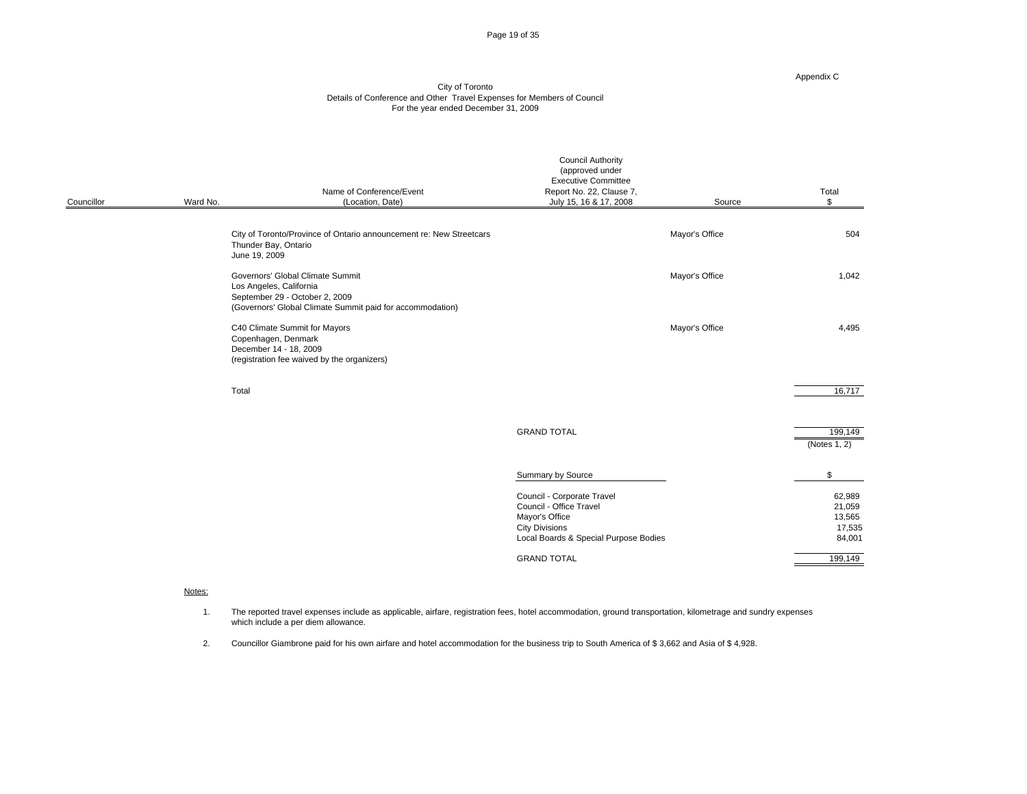Appendix C

City of Toronto
Details of Conference and Other Travel Expenses for Members of Council
For the year ended December 31, 2009

| Councillor | Ward No. | Name of Conference/Event (Location, Date) | Council Authority (approved under Executive Committee Report No. 22, Clause 7, July 15, 16 & 17, 2008 | Source | Total $ |
|---|---|---|---|---|---|
| | | City of Toronto/Province of Ontario announcement re: New Streetcars<br>Thunder Bay, Ontario<br>June 19, 2009 | | Mayor's Office | 504 |
| | | Governors' Global Climate Summit<br>Los Angeles, California<br>September 29 - October 2, 2009<br>(Governors' Global Climate Summit paid for accommodation) | | Mayor's Office | 1,042 |
| | | C40 Climate Summit for Mayors<br>Copenhagen, Denmark<br>December 14 - 18, 2009<br>(registration fee waived by the organizers) | | Mayor's Office | 4,495 |
| | | Total | | | 16,717 |
| | | | GRAND TOTAL | | 199,149<br>(Notes 1, 2) |

| Summary by Source | $ |
|---|---|
| Council - Corporate Travel | 62,989 |
| Council - Office Travel | 21,059 |
| Mayor's Office | 13,565 |
| City Divisions | 17,535 |
| Local Boards & Special Purpose Bodies | 84,001 |
| GRAND TOTAL | 199,149 |

Notes:

1. The reported travel expenses include as applicable, airfare, registration fees, hotel accommodation, ground transportation, kilometrage and sundry expenses which include a per diem allowance.

2. Councillor Giambrone paid for his own airfare and hotel accommodation for the business trip to South America of $ 3,662 and Asia of $ 4,928.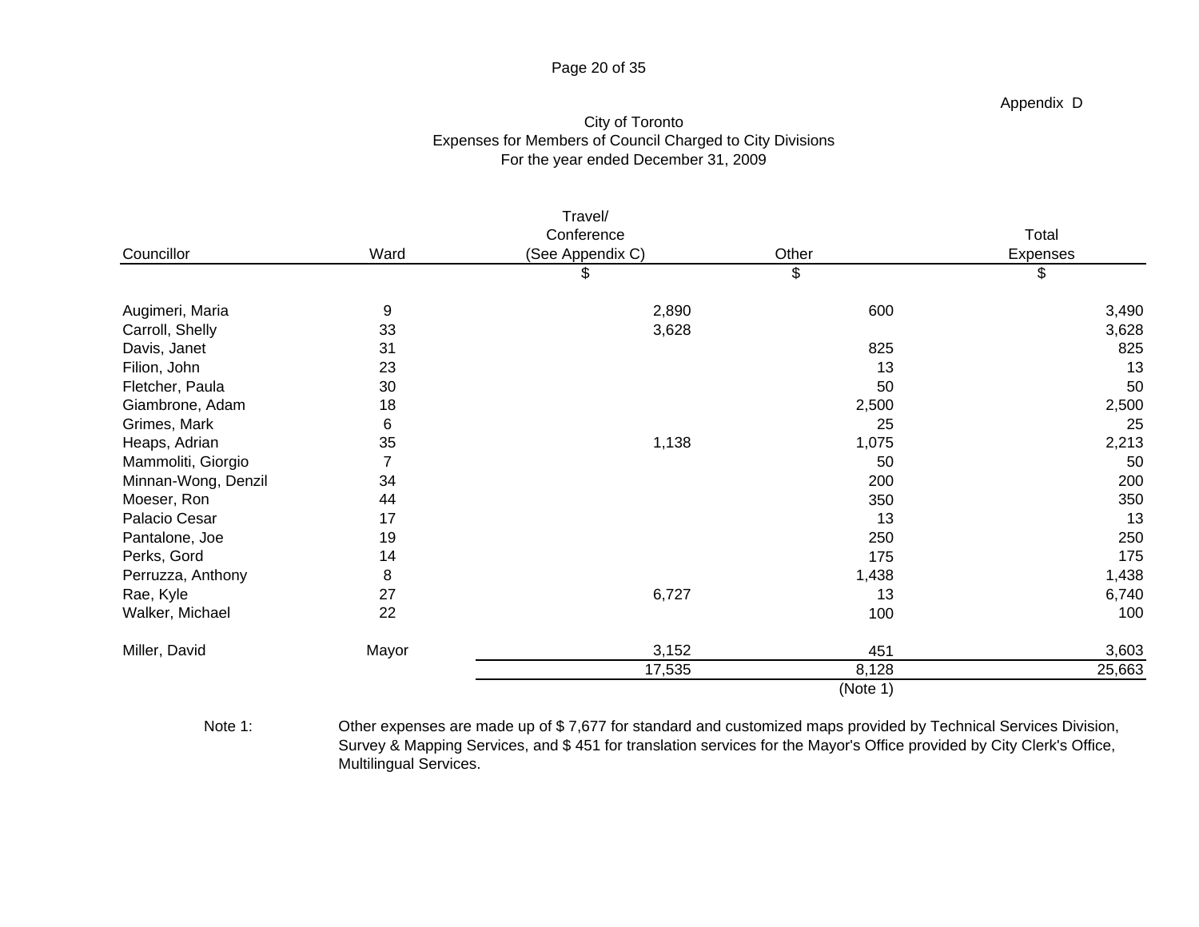Appendix D

# City of Toronto
## Expenses for Members of Council Charged to City Divisions
### For the year ended December 31, 2009

| Councillor | Ward | Travel/ Conference (See Appendix C) | Other | Total Expenses |
|---|---|---|---|---|
| | | $ | $ | $ |
| Augimeri, Maria | 9 | 2,890 | 600 | 3,490 |
| Carroll, Shelly | 33 | 3,628 | | 3,628 |
| Davis, Janet | 31 | | 825 | 825 |
| Filion, John | 23 | | 13 | 13 |
| Fletcher, Paula | 30 | | 50 | 50 |
| Giambrone, Adam | 18 | | 2,500 | 2,500 |
| Grimes, Mark | 6 | | 25 | 25 |
| Heaps, Adrian | 35 | 1,138 | 1,075 | 2,213 |
| Mammoliti, Giorgio | 7 | | 50 | 50 |
| Minnan-Wong, Denzil | 34 | | 200 | 200 |
| Moeser, Ron | 44 | | 350 | 350 |
| Palacio Cesar | 17 | | 13 | 13 |
| Pantalone, Joe | 19 | | 250 | 250 |
| Perks, Gord | 14 | | 175 | 175 |
| Perruzza, Anthony | 8 | | 1,438 | 1,438 |
| Rae, Kyle | 27 | 6,727 | 13 | 6,740 |
| Walker, Michael | 22 | | 100 | 100 |
| Miller, David | Mayor | 3,152 | 451 | 3,603 |
| | | 17,535 | 8,128 | 25,663 |
| | | | (Note 1) | |

Note 1: Other expenses are made up of $ 7,677 for standard and customized maps provided by Technical Services Division, Survey & Mapping Services, and $ 451 for translation services for the Mayor's Office provided by City Clerk's Office, Multilingual Services.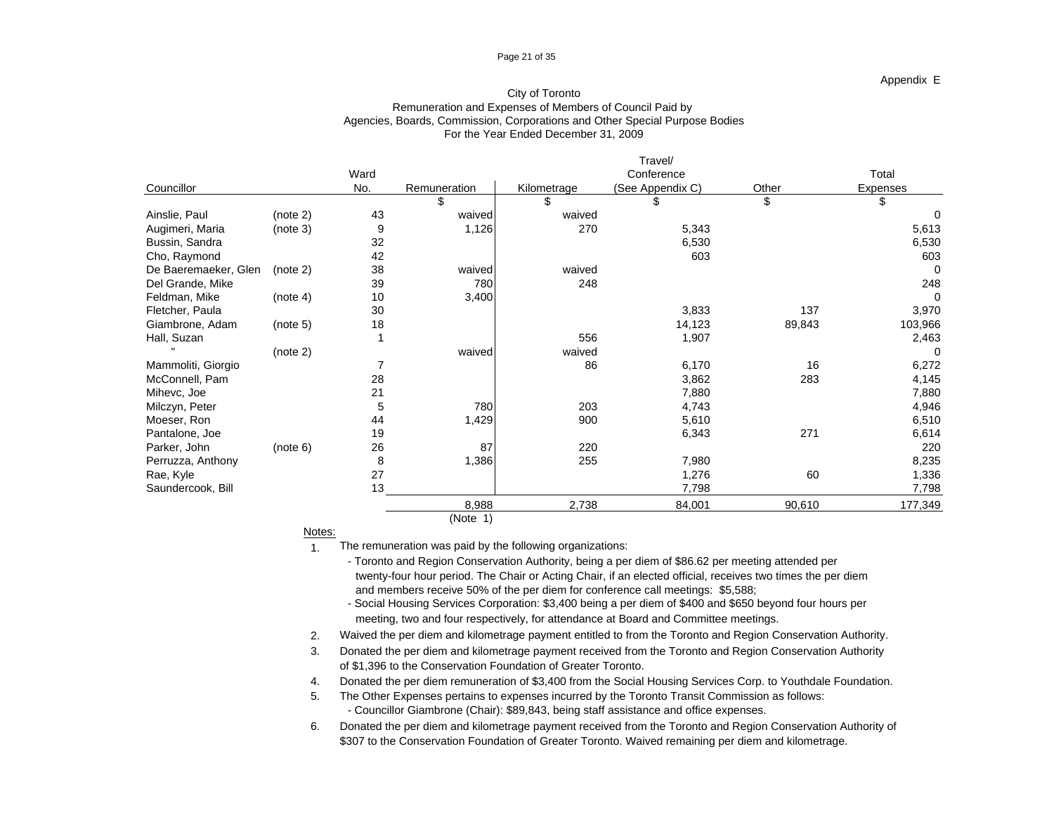Appendix E

City of Toronto
Remuneration and Expenses of Members of Council Paid by
Agencies, Boards, Commission, Corporations and Other Special Purpose Bodies
For the Year Ended December 31, 2009

| Councillor | | Ward No. | Remuneration | Kilometrage | Travel/ Conference (See Appendix C) | Other | Total Expenses |
|---|---|---|---|---|---|---|---|
| | | | $ | $ | $ | $ | $ |
| Ainslie, Paul | (note 2) | 43 | waived | waived | | | 0 |
| Augimeri, Maria | (note 3) | 9 | 1,126 | 270 | 5,343 | | 5,613 |
| Bussin, Sandra | | 32 | | | 6,530 | | 6,530 |
| Cho, Raymond | | 42 | | | 603 | | 603 |
| De Baeremaeker, Glen | (note 2) | 38 | waived | waived | | | 0 |
| Del Grande, Mike | | 39 | 780 | 248 | | | 248 |
| Feldman, Mike | (note 4) | 10 | 3,400 | | | | 0 |
| Fletcher, Paula | | 30 | | | 3,833 | 137 | 3,970 |
| Giambrone, Adam | (note 5) | 18 | | | 14,123 | 89,843 | 103,966 |
| Hall, Suzan | | 1 | | 556 | 1,907 | | 2,463 |
| " | (note 2) | | waived | waived | | | 0 |
| Mammoliti, Giorgio | | 7 | | 86 | 6,170 | 16 | 6,272 |
| McConnell, Pam | | 28 | | | 3,862 | 283 | 4,145 |
| Mihevc, Joe | | 21 | | | 7,880 | | 7,880 |
| Milczyn, Peter | | 5 | 780 | 203 | 4,743 | | 4,946 |
| Moeser, Ron | | 44 | 1,429 | 900 | 5,610 | | 6,510 |
| Pantalone, Joe | | 19 | | | 6,343 | 271 | 6,614 |
| Parker, John | (note 6) | 26 | 87 | 220 | | | 220 |
| Perruzza, Anthony | | 8 | 1,386 | 255 | 7,980 | | 8,235 |
| Rae, Kyle | | 27 | | | 1,276 | 60 | 1,336 |
| Saundercook, Bill | | 13 | | | 7,798 | | 7,798 |
| | | | 8,988 | 2,738 | 84,001 | 90,610 | 177,349 |
| | | | (Note 1) | | | | |

Notes:

1. The remuneration was paid by the following organizations:
   - Toronto and Region Conservation Authority, being a per diem of $86.62 per meeting attended per twenty-four hour period. The Chair or Acting Chair, if an elected official, receives two times the per diem and members receive 50% of the per diem for conference call meetings: $5,588;
   - Social Housing Services Corporation: $3,400 being a per diem of $400 and $650 beyond four hours per meeting, two and four respectively, for attendance at Board and Committee meetings.
2. Waived the per diem and kilometrage payment entitled to from the Toronto and Region Conservation Authority.
3. Donated the per diem and kilometrage payment received from the Toronto and Region Conservation Authority of $1,396 to the Conservation Foundation of Greater Toronto.
4. Donated the per diem remuneration of $3,400 from the Social Housing Services Corp. to Youthdale Foundation.
5. The Other Expenses pertains to expenses incurred by the Toronto Transit Commission as follows:
   - Councillor Giambrone (Chair): $89,843, being staff assistance and office expenses.
6. Donated the per diem and kilometrage payment received from the Toronto and Region Conservation Authority of $307 to the Conservation Foundation of Greater Toronto. Waived remaining per diem and kilometrage.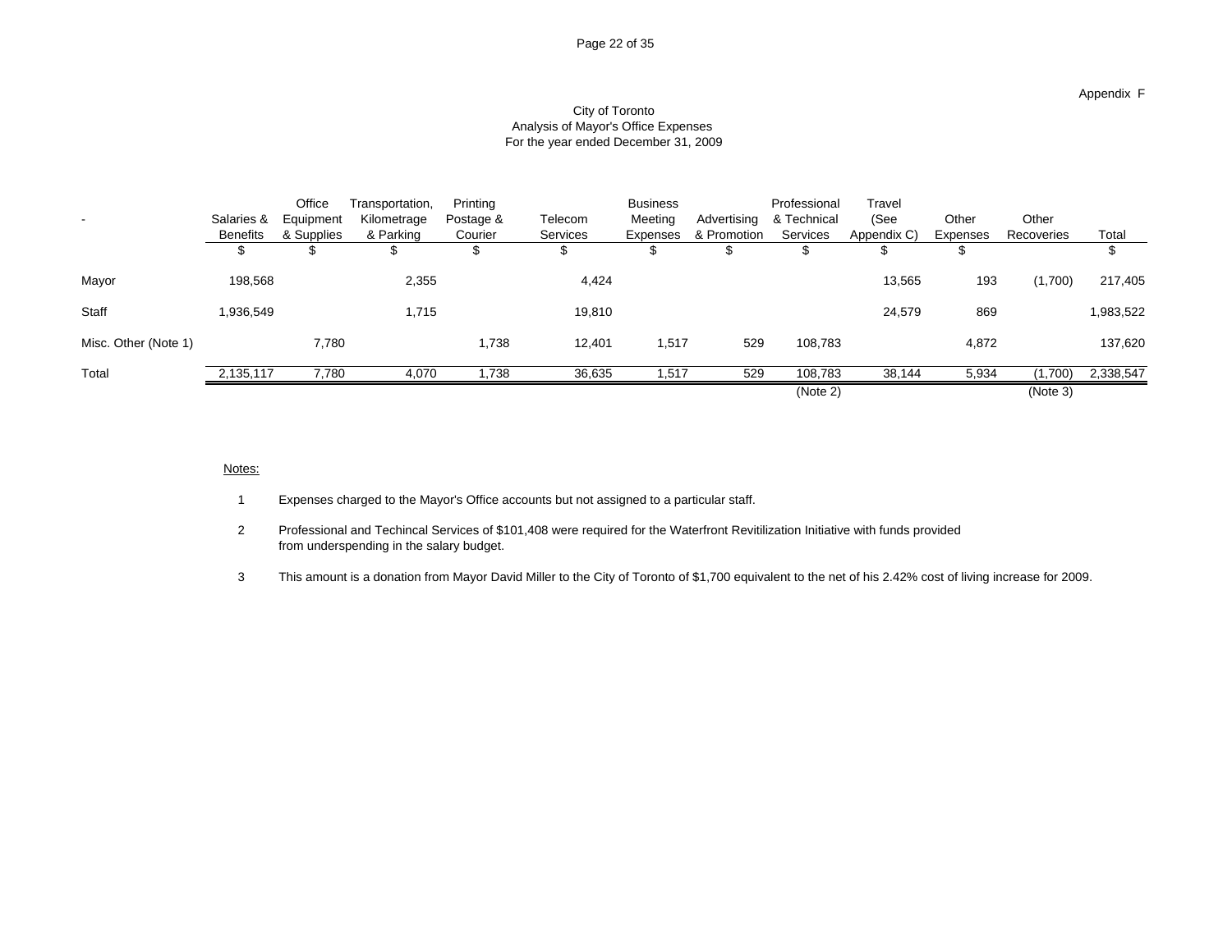Appendix F

City of Toronto
Analysis of Mayor's Office Expenses
For the year ended December 31, 2009

| - | Salaries & Benefits | Office Equipment & Supplies | Transportation, Kilometrage & Parking | Printing Postage & Courier | Telecom Services | Business Meeting Expenses | Advertising & Promotion | Professional & Technical Services | Travel (See Appendix C) | Other Expenses | Other Recoveries | Total |
|---|---|---|---|---|---|---|---|---|---|---|---|---|
| | $ | $ | $ | $ | $ | $ | $ | $ | $ | $ | | $ |
| Mayor | 198,568 | | 2,355 | | 4,424 | | | | 13,565 | 193 | (1,700) | 217,405 |
| Staff | 1,936,549 | | 1,715 | | 19,810 | | | | 24,579 | 869 | | 1,983,522 |
| Misc. Other (Note 1) | | 7,780 | | 1,738 | 12,401 | 1,517 | 529 | 108,783 | | 4,872 | | 137,620 |
| Total | 2,135,117 | 7,780 | 4,070 | 1,738 | 36,635 | 1,517 | 529 | 108,783 | 38,144 | 5,934 | (1,700) | 2,338,547 |
| | | | | | | | | (Note 2) | | | (Note 3) | |

Notes:

1 Expenses charged to the Mayor's Office accounts but not assigned to a particular staff.

2 Professional and Techincal Services of $101,408 were required for the Waterfront Revitilization Initiative with funds provided from underspending in the salary budget.

3 This amount is a donation from Mayor David Miller to the City of Toronto of $1,700 equivalent to the net of his 2.42% cost of living increase for 2009.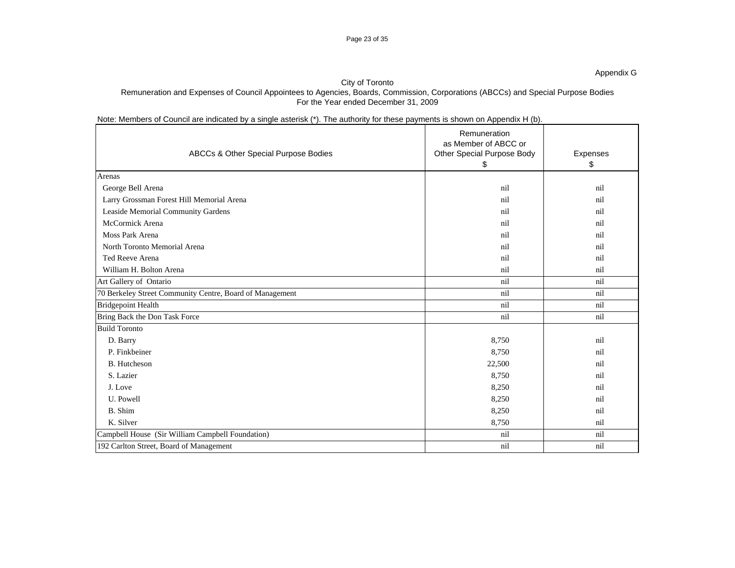Appendix G

City of Toronto

Remuneration and Expenses of Council Appointees to Agencies, Boards, Commission, Corporations (ABCCs) and Special Purpose Bodies

For the Year ended December 31, 2009

Note: Members of Council are indicated by a single asterisk (*). The authority for these payments is shown on Appendix H (b).

| ABCCs & Other Special Purpose Bodies | Remuneration as Member of ABCC or Other Special Purpose Body $ | Expenses $ |
|---|---|---|
| Arenas | | |
| George Bell Arena | nil | nil |
| Larry Grossman Forest Hill Memorial Arena | nil | nil |
| Leaside Memorial Community Gardens | nil | nil |
| McCormick Arena | nil | nil |
| Moss Park Arena | nil | nil |
| North Toronto Memorial Arena | nil | nil |
| Ted Reeve Arena | nil | nil |
| William H. Bolton Arena | nil | nil |
| Art Gallery of Ontario | nil | nil |
| 70 Berkeley Street Community Centre, Board of Management | nil | nil |
| Bridgepoint Health | nil | nil |
| Bring Back the Don Task Force | nil | nil |
| Build Toronto | | |
| D. Barry | 8,750 | nil |
| P. Finkbeiner | 8,750 | nil |
| B. Hutcheson | 22,500 | nil |
| S. Lazier | 8,750 | nil |
| J. Love | 8,250 | nil |
| U. Powell | 8,250 | nil |
| B. Shim | 8,250 | nil |
| K. Silver | 8,750 | nil |
| Campbell House (Sir William Campbell Foundation) | nil | nil |
| 192 Carlton Street, Board of Management | nil | nil |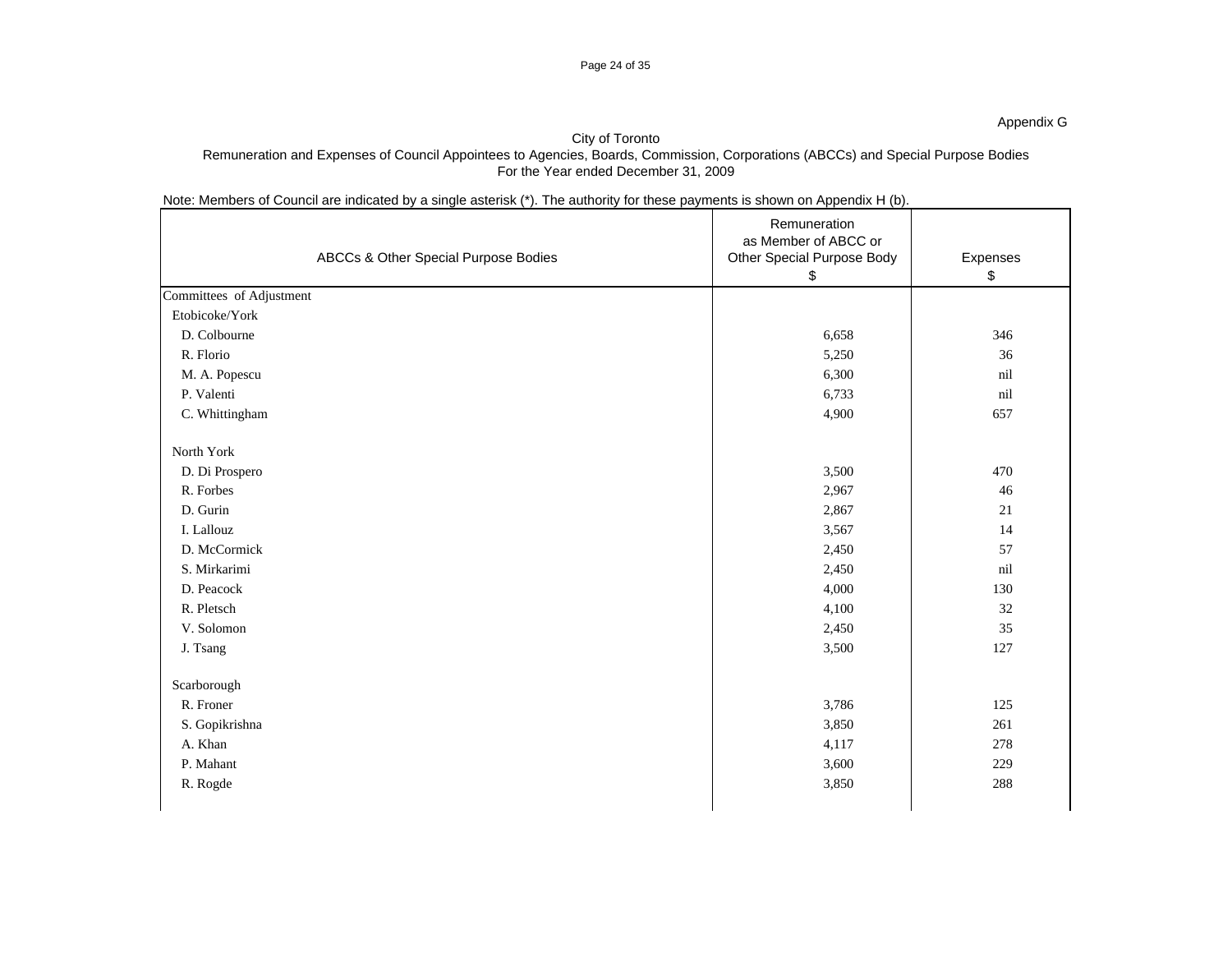Appendix G

City of Toronto
Remuneration and Expenses of Council Appointees to Agencies, Boards, Commission, Corporations (ABCCs) and Special Purpose Bodies
For the Year ended December 31, 2009

Note: Members of Council are indicated by a single asterisk (*). The authority for these payments is shown on Appendix H (b).

| ABCCs & Other Special Purpose Bodies | Remuneration as Member of ABCC or Other Special Purpose Body $ | Expenses $ |
|---|---|---|
| Committees of Adjustment | | |
| Etobicoke/York | | |
| D. Colbourne | 6,658 | 346 |
| R. Florio | 5,250 | 36 |
| M. A. Popescu | 6,300 | nil |
| P. Valenti | 6,733 | nil |
| C. Whittingham | 4,900 | 657 |
| | | |
| North York | | |
| D. Di Prospero | 3,500 | 470 |
| R. Forbes | 2,967 | 46 |
| D. Gurin | 2,867 | 21 |
| I. Lallouz | 3,567 | 14 |
| D. McCormick | 2,450 | 57 |
| S. Mirkarimi | 2,450 | nil |
| D. Peacock | 4,000 | 130 |
| R. Pletsch | 4,100 | 32 |
| V. Solomon | 2,450 | 35 |
| J. Tsang | 3,500 | 127 |
| | | |
| Scarborough | | |
| R. Froner | 3,786 | 125 |
| S. Gopikrishna | 3,850 | 261 |
| A. Khan | 4,117 | 278 |
| P. Mahant | 3,600 | 229 |
| R. Rogde | 3,850 | 288 |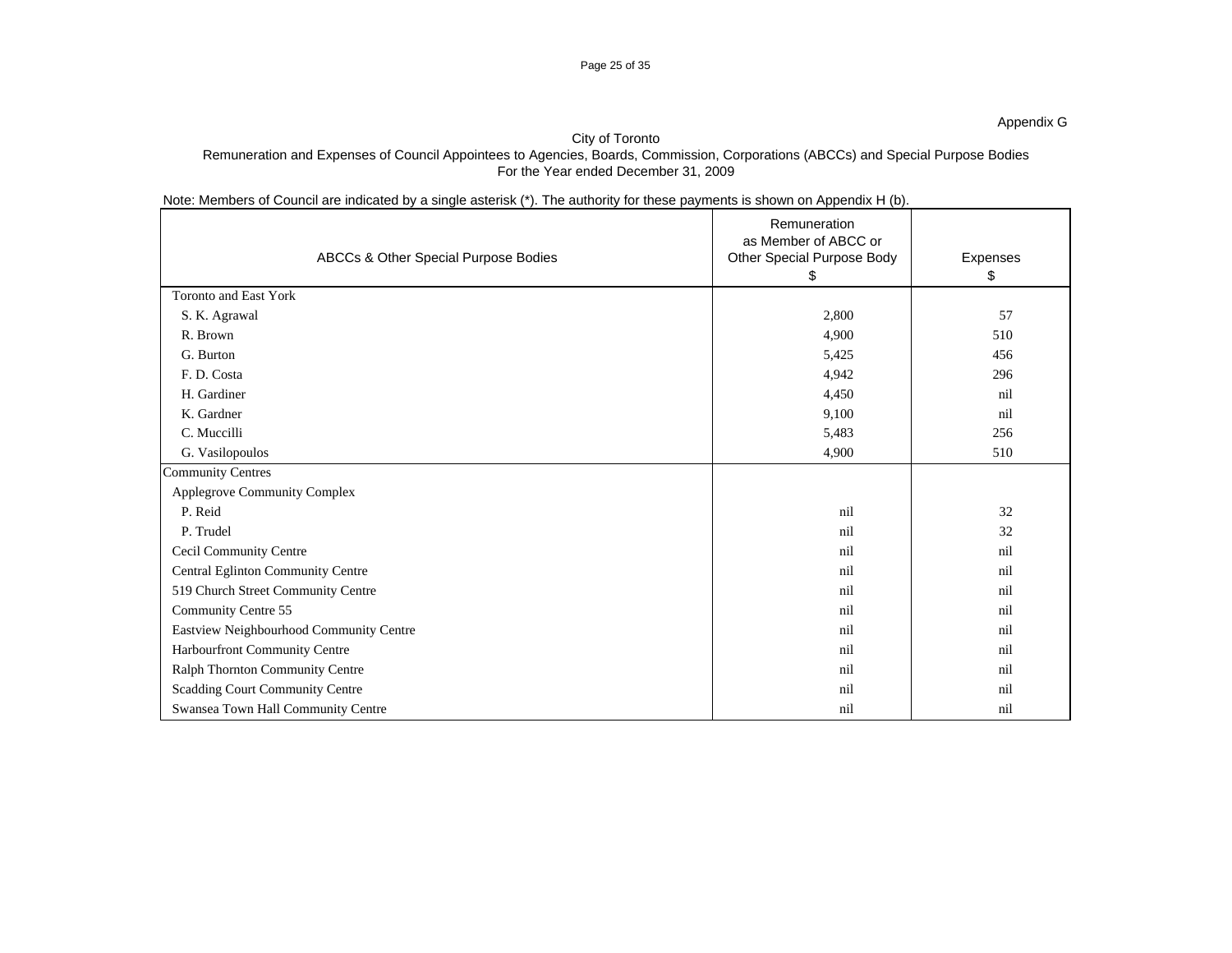Appendix G

City of Toronto
Remuneration and Expenses of Council Appointees to Agencies, Boards, Commission, Corporations (ABCCs) and Special Purpose Bodies
For the Year ended December 31, 2009

Note: Members of Council are indicated by a single asterisk (*). The authority for these payments is shown on Appendix H (b).

| ABCCs & Other Special Purpose Bodies | Remuneration as Member of ABCC or Other Special Purpose Body $ | Expenses $ |
|---|---|---|
| Toronto and East York | | |
| S. K. Agrawal | 2,800 | 57 |
| R. Brown | 4,900 | 510 |
| G. Burton | 5,425 | 456 |
| F. D. Costa | 4,942 | 296 |
| H. Gardiner | 4,450 | nil |
| K. Gardner | 9,100 | nil |
| C. Muccilli | 5,483 | 256 |
| G. Vasilopoulos | 4,900 | 510 |
| Community Centres | | |
| Applegrove Community Complex | | |
| P. Reid | nil | 32 |
| P. Trudel | nil | 32 |
| Cecil Community Centre | nil | nil |
| Central Eglinton Community Centre | nil | nil |
| 519 Church Street Community Centre | nil | nil |
| Community Centre 55 | nil | nil |
| Eastview Neighbourhood Community Centre | nil | nil |
| Harbourfront Community Centre | nil | nil |
| Ralph Thornton Community Centre | nil | nil |
| Scadding Court Community Centre | nil | nil |
| Swansea Town Hall Community Centre | nil | nil |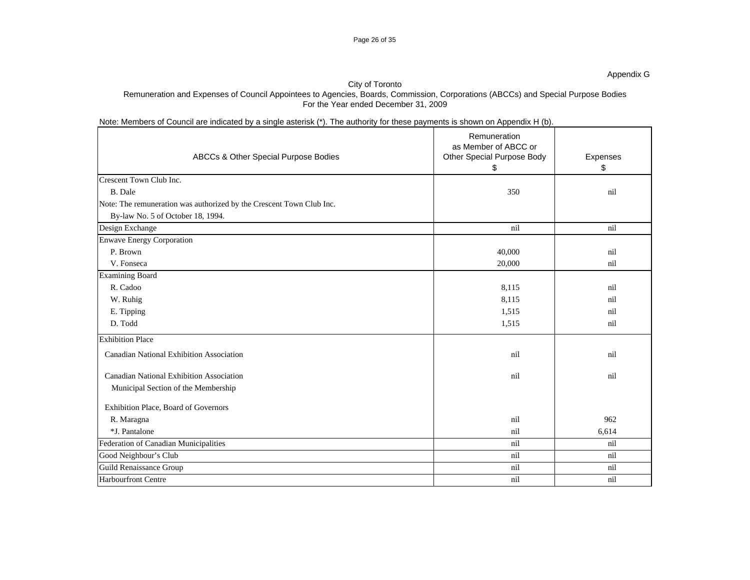Appendix G

City of Toronto
Remuneration and Expenses of Council Appointees to Agencies, Boards, Commission, Corporations (ABCCs) and Special Purpose Bodies
For the Year ended December 31, 2009

Note: Members of Council are indicated by a single asterisk (*). The authority for these payments is shown on Appendix H (b).

| ABCCs & Other Special Purpose Bodies | Remuneration as Member of ABCC or Other Special Purpose Body $ | Expenses $ |
|---|---|---|
| Crescent Town Club Inc. | | |
| B. Dale | 350 | nil |
| Note: The remuneration was authorized by the Crescent Town Club Inc. By-law No. 5 of October 18, 1994. | | |
| Design Exchange | nil | nil |
| Enwave Energy Corporation | | |
| P. Brown | 40,000 | nil |
| V. Fonseca | 20,000 | nil |
| Examining Board | | |
| R. Cadoo | 8,115 | nil |
| W. Ruhig | 8,115 | nil |
| E. Tipping | 1,515 | nil |
| D. Todd | 1,515 | nil |
| Exhibition Place | | |
| Canadian National Exhibition Association | nil | nil |
| Canadian National Exhibition Association Municipal Section of the Membership | nil | nil |
| Exhibition Place, Board of Governors | | |
| R. Maragna | nil | 962 |
| *J. Pantalone | nil | 6,614 |
| Federation of Canadian Municipalities | nil | nil |
| Good Neighbour's Club | nil | nil |
| Guild Renaissance Group | nil | nil |
| Harbourfront Centre | nil | nil |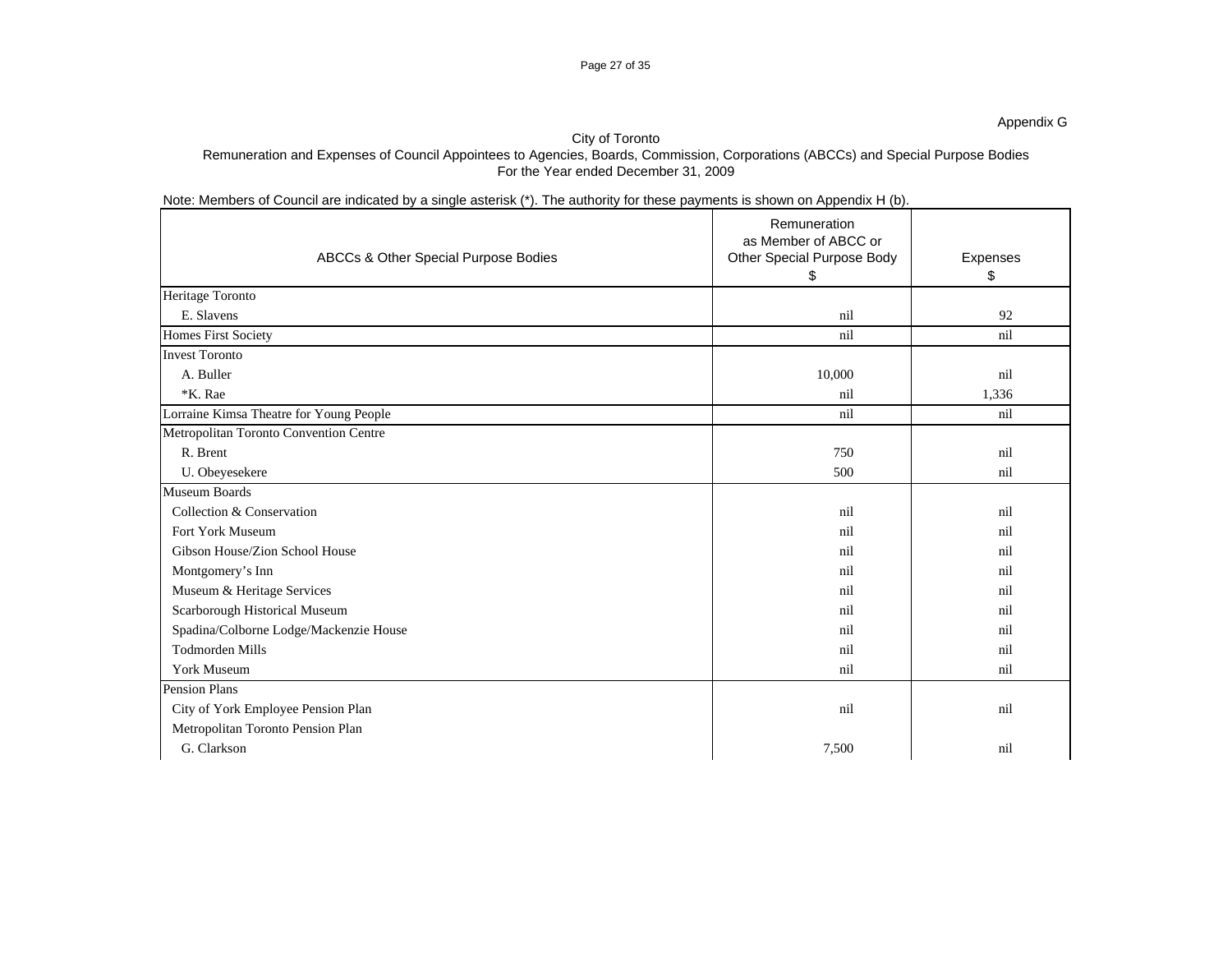Appendix G

City of Toronto

Remuneration and Expenses of Council Appointees to Agencies, Boards, Commission, Corporations (ABCCs) and Special Purpose Bodies

For the Year ended December 31, 2009

Note: Members of Council are indicated by a single asterisk (*). The authority for these payments is shown on Appendix H (b).

| ABCCs & Other Special Purpose Bodies | Remuneration as Member of ABCC or Other Special Purpose Body $ | Expenses $ |
|---|---|---|
| Heritage Toronto | | |
| E. Slavens | nil | 92 |
| Homes First Society | nil | nil |
| Invest Toronto | | |
| A. Buller | 10,000 | nil |
| *K. Rae | nil | 1,336 |
| Lorraine Kimsa Theatre for Young People | nil | nil |
| Metropolitan Toronto Convention Centre | | |
| R. Brent | 750 | nil |
| U. Obeyesekere | 500 | nil |
| Museum Boards | | |
| Collection & Conservation | nil | nil |
| Fort York Museum | nil | nil |
| Gibson House/Zion School House | nil | nil |
| Montgomery's Inn | nil | nil |
| Museum & Heritage Services | nil | nil |
| Scarborough Historical Museum | nil | nil |
| Spadina/Colborne Lodge/Mackenzie House | nil | nil |
| Todmorden Mills | nil | nil |
| York Museum | nil | nil |
| Pension Plans | | |
| City of York Employee Pension Plan | nil | nil |
| Metropolitan Toronto Pension Plan | | |
| G. Clarkson | 7,500 | nil |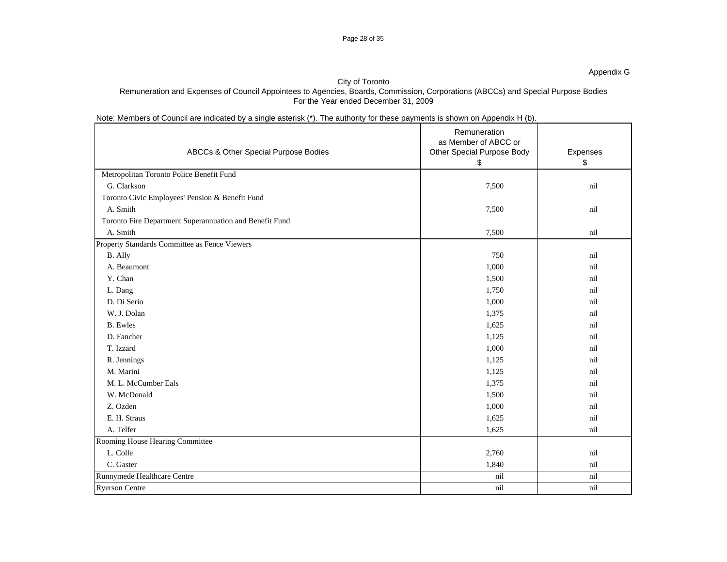Appendix G

City of Toronto
Remuneration and Expenses of Council Appointees to Agencies, Boards, Commission, Corporations (ABCCs) and Special Purpose Bodies
For the Year ended December 31, 2009

Note: Members of Council are indicated by a single asterisk (*). The authority for these payments is shown on Appendix H (b).

| ABCCs & Other Special Purpose Bodies | Remuneration as Member of ABCC or Other Special Purpose Body $ | Expenses $ |
|---|---|---|
| Metropolitan Toronto Police Benefit Fund | | |
| G. Clarkson | 7,500 | nil |
| Toronto Civic Employees' Pension & Benefit Fund | | |
| A. Smith | 7,500 | nil |
| Toronto Fire Department Superannuation and Benefit Fund | | |
| A. Smith | 7,500 | nil |
| Property Standards Committee as Fence Viewers | | |
| B. Ally | 750 | nil |
| A. Beaumont | 1,000 | nil |
| Y. Chan | 1,500 | nil |
| L. Dang | 1,750 | nil |
| D. Di Serio | 1,000 | nil |
| W. J. Dolan | 1,375 | nil |
| B. Ewles | 1,625 | nil |
| D. Fancher | 1,125 | nil |
| T. Izzard | 1,000 | nil |
| R. Jennings | 1,125 | nil |
| M. Marini | 1,125 | nil |
| M. L. McCumber Eals | 1,375 | nil |
| W. McDonald | 1,500 | nil |
| Z. Ozden | 1,000 | nil |
| E. H. Straus | 1,625 | nil |
| A. Telfer | 1,625 | nil |
| Rooming House Hearing Committee | | |
| L. Colle | 2,760 | nil |
| C. Gaster | 1,840 | nil |
| Runnymede Healthcare Centre | nil | nil |
| Ryerson Centre | nil | nil |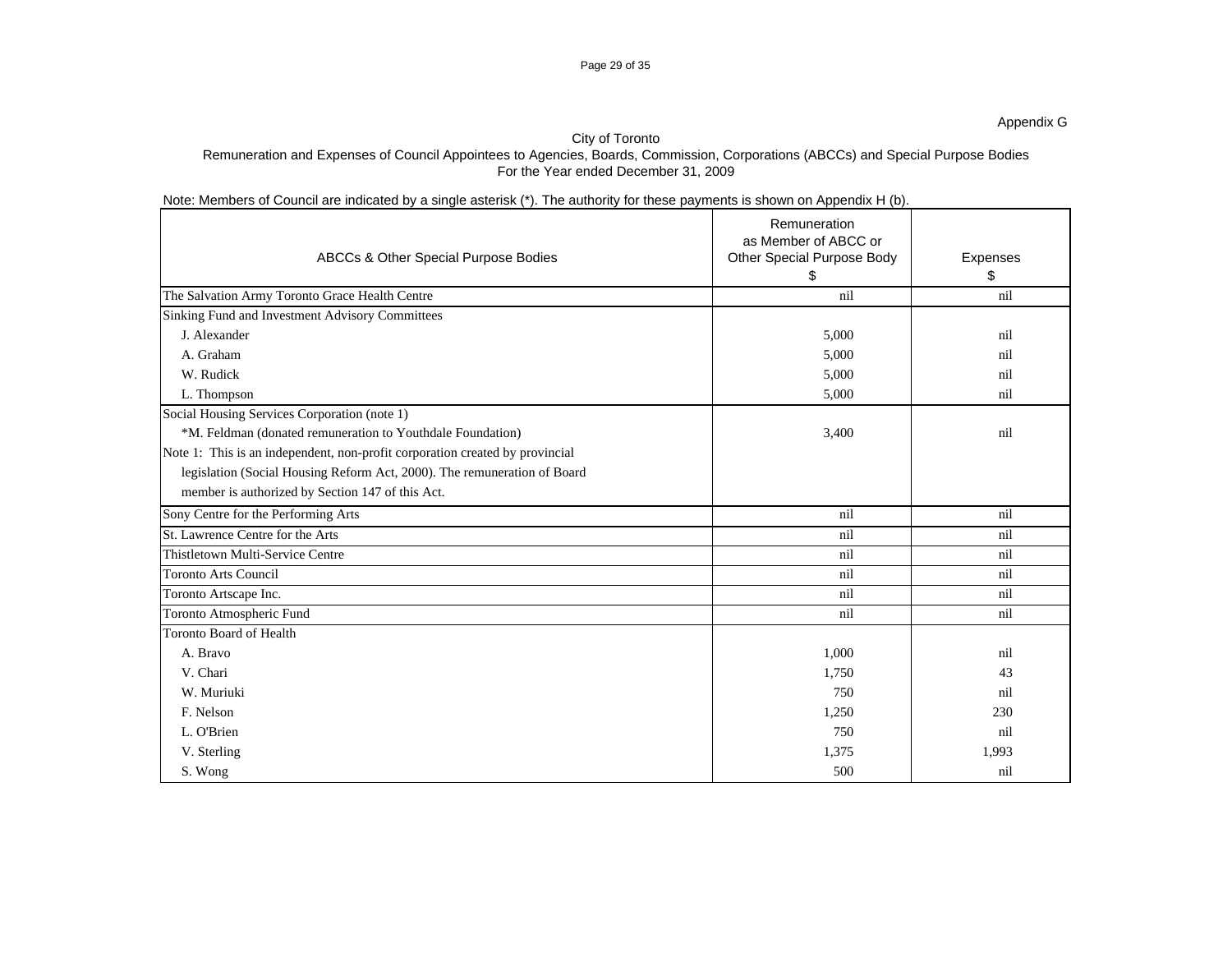Appendix G

City of Toronto
Remuneration and Expenses of Council Appointees to Agencies, Boards, Commission, Corporations (ABCCs) and Special Purpose Bodies
For the Year ended December 31, 2009

Note: Members of Council are indicated by a single asterisk (*). The authority for these payments is shown on Appendix H (b).

| ABCCs & Other Special Purpose Bodies | Remuneration as Member of ABCC or Other Special Purpose Body $ | Expenses $ |
|---|---|---|
| The Salvation Army Toronto Grace Health Centre | nil | nil |
| Sinking Fund and Investment Advisory Committees | | |
| J. Alexander | 5,000 | nil |
| A. Graham | 5,000 | nil |
| W. Rudick | 5,000 | nil |
| L. Thompson | 5,000 | nil |
| Social Housing Services Corporation (note 1) | | |
| *M. Feldman (donated remuneration to Youthdale Foundation) | 3,400 | nil |
| Note 1: This is an independent, non-profit corporation created by provincial legislation (Social Housing Reform Act, 2000). The remuneration of Board member is authorized by Section 147 of this Act. | | |
| Sony Centre for the Performing Arts | nil | nil |
| St. Lawrence Centre for the Arts | nil | nil |
| Thistletown Multi-Service Centre | nil | nil |
| Toronto Arts Council | nil | nil |
| Toronto Artscape Inc. | nil | nil |
| Toronto Atmospheric Fund | nil | nil |
| Toronto Board of Health | | |
| A. Bravo | 1,000 | nil |
| V. Chari | 1,750 | 43 |
| W. Muriuki | 750 | nil |
| F. Nelson | 1,250 | 230 |
| L. O'Brien | 750 | nil |
| V. Sterling | 1,375 | 1,993 |
| S. Wong | 500 | nil |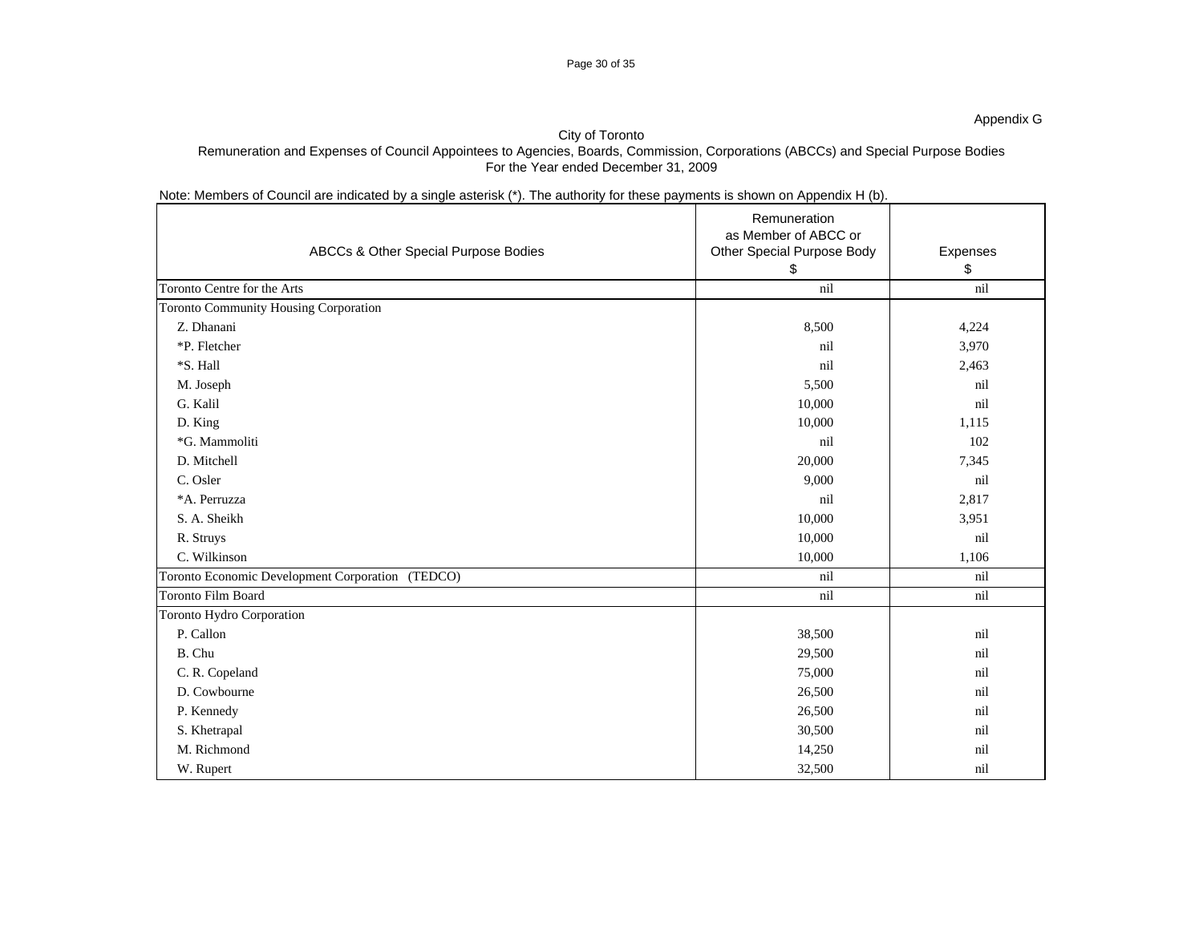Appendix G

City of Toronto
Remuneration and Expenses of Council Appointees to Agencies, Boards, Commission, Corporations (ABCCs) and Special Purpose Bodies
For the Year ended December 31, 2009

Note: Members of Council are indicated by a single asterisk (*). The authority for these payments is shown on Appendix H (b).

| ABCCs & Other Special Purpose Bodies | Remuneration as Member of ABCC or Other Special Purpose Body $ | Expenses $ |
|---|---|---|
| Toronto Centre for the Arts | nil | nil |
| Toronto Community Housing Corporation | | |
| Z. Dhanani | 8,500 | 4,224 |
| *P. Fletcher | nil | 3,970 |
| *S. Hall | nil | 2,463 |
| M. Joseph | 5,500 | nil |
| G. Kalil | 10,000 | nil |
| D. King | 10,000 | 1,115 |
| *G. Mammoliti | nil | 102 |
| D. Mitchell | 20,000 | 7,345 |
| C. Osler | 9,000 | nil |
| *A. Perruzza | nil | 2,817 |
| S. A. Sheikh | 10,000 | 3,951 |
| R. Struys | 10,000 | nil |
| C. Wilkinson | 10,000 | 1,106 |
| Toronto Economic Development Corporation (TEDCO) | nil | nil |
| Toronto Film Board | nil | nil |
| Toronto Hydro Corporation | | |
| P. Callon | 38,500 | nil |
| B. Chu | 29,500 | nil |
| C. R. Copeland | 75,000 | nil |
| D. Cowbourne | 26,500 | nil |
| P. Kennedy | 26,500 | nil |
| S. Khetrapal | 30,500 | nil |
| M. Richmond | 14,250 | nil |
| W. Rupert | 32,500 | nil |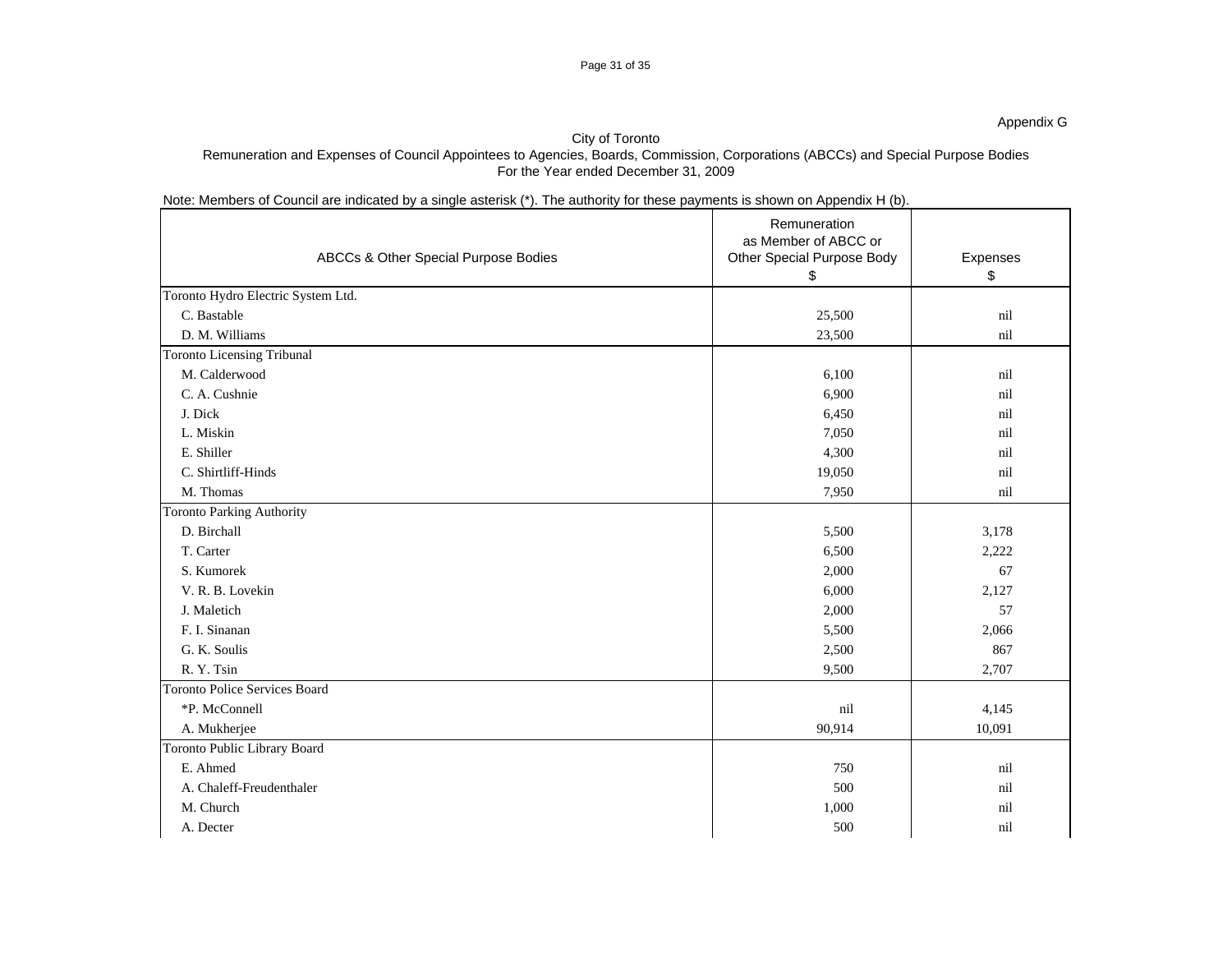Appendix G

City of Toronto
Remuneration and Expenses of Council Appointees to Agencies, Boards, Commission, Corporations (ABCCs) and Special Purpose Bodies
For the Year ended December 31, 2009

Note: Members of Council are indicated by a single asterisk (*). The authority for these payments is shown on Appendix H (b).

| ABCCs & Other Special Purpose Bodies | Remuneration as Member of ABCC or Other Special Purpose Body $ | Expenses $ |
|---|---|---|
| Toronto Hydro Electric System Ltd. | | |
| C. Bastable | 25,500 | nil |
| D. M. Williams | 23,500 | nil |
| Toronto Licensing Tribunal | | |
| M. Calderwood | 6,100 | nil |
| C. A. Cushnie | 6,900 | nil |
| J. Dick | 6,450 | nil |
| L. Miskin | 7,050 | nil |
| E. Shiller | 4,300 | nil |
| C. Shirtliff-Hinds | 19,050 | nil |
| M. Thomas | 7,950 | nil |
| Toronto Parking Authority | | |
| D. Birchall | 5,500 | 3,178 |
| T. Carter | 6,500 | 2,222 |
| S. Kumorek | 2,000 | 67 |
| V. R. B. Lovekin | 6,000 | 2,127 |
| J. Maletich | 2,000 | 57 |
| F. I. Sinanan | 5,500 | 2,066 |
| G. K. Soulis | 2,500 | 867 |
| R. Y. Tsin | 9,500 | 2,707 |
| Toronto Police Services Board | | |
| *P. McConnell | nil | 4,145 |
| A. Mukherjee | 90,914 | 10,091 |
| Toronto Public Library Board | | |
| E. Ahmed | 750 | nil |
| A. Chaleff-Freudenthaler | 500 | nil |
| M. Church | 1,000 | nil |
| A. Decter | 500 | nil |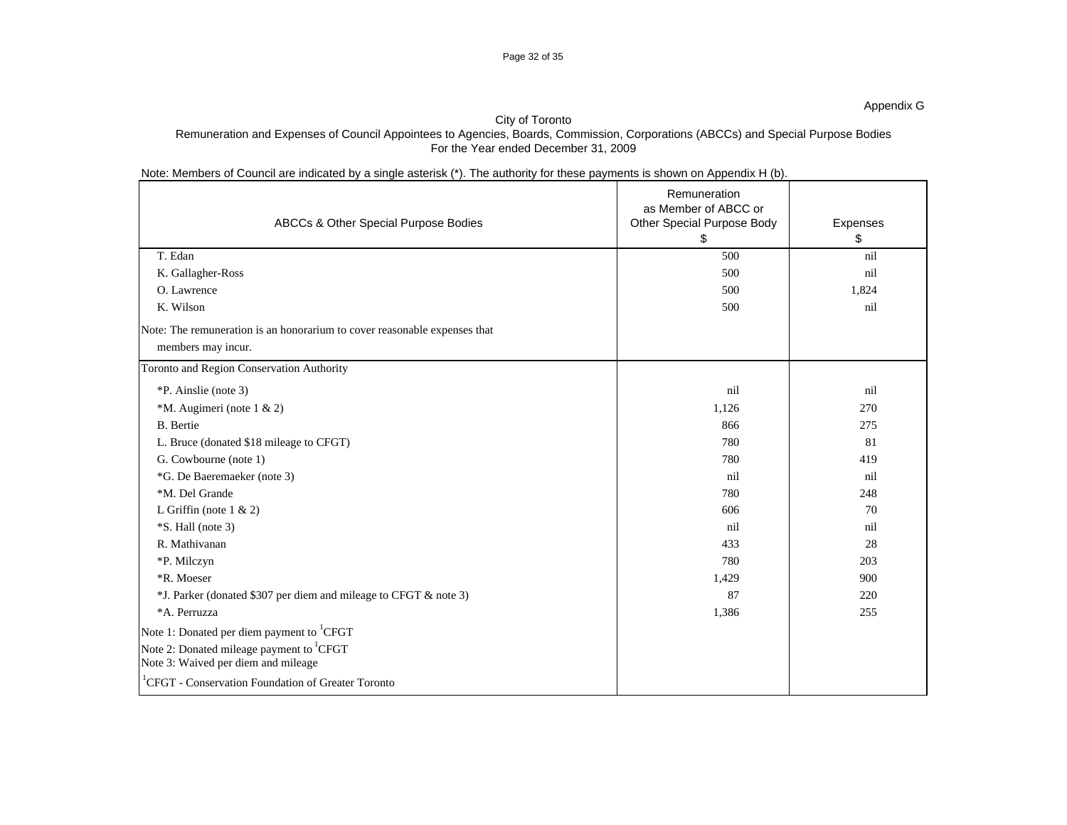Appendix G

City of Toronto
Remuneration and Expenses of Council Appointees to Agencies, Boards, Commission, Corporations (ABCCs) and Special Purpose Bodies
For the Year ended December 31, 2009

Note: Members of Council are indicated by a single asterisk (*). The authority for these payments is shown on Appendix H (b).

| ABCCs & Other Special Purpose Bodies | Remuneration as Member of ABCC or Other Special Purpose Body $ | Expenses $ |
|---|---|---|
| T. Edan | 500 | nil |
| K. Gallagher-Ross | 500 | nil |
| O. Lawrence | 500 | 1,824 |
| K. Wilson | 500 | nil |
| Note: The remuneration is an honorarium to cover reasonable expenses that members may incur. | | |
| Toronto and Region Conservation Authority | | |
| *P. Ainslie (note 3) | nil | nil |
| *M. Augimeri (note 1 & 2) | 1,126 | 270 |
| B. Bertie | 866 | 275 |
| L. Bruce (donated $18 mileage to CFGT) | 780 | 81 |
| G. Cowbourne (note 1) | 780 | 419 |
| *G. De Baeremaeker (note 3) | nil | nil |
| *M. Del Grande | 780 | 248 |
| L Griffin (note 1 & 2) | 606 | 70 |
| *S. Hall (note 3) | nil | nil |
| R. Mathivanan | 433 | 28 |
| *P. Milczyn | 780 | 203 |
| *R. Moeser | 1,429 | 900 |
| *J. Parker (donated $307 per diem and mileage to CFGT & note 3) | 87 | 220 |
| *A. Perruzza | 1,386 | 255 |
| Note 1: Donated per diem payment to [1]CFGT | | |
| Note 2: Donated mileage payment to [1]CFGT | | |
| Note 3: Waived per diem and mileage | | |
| [1]CFGT - Conservation Foundation of Greater Toronto | | |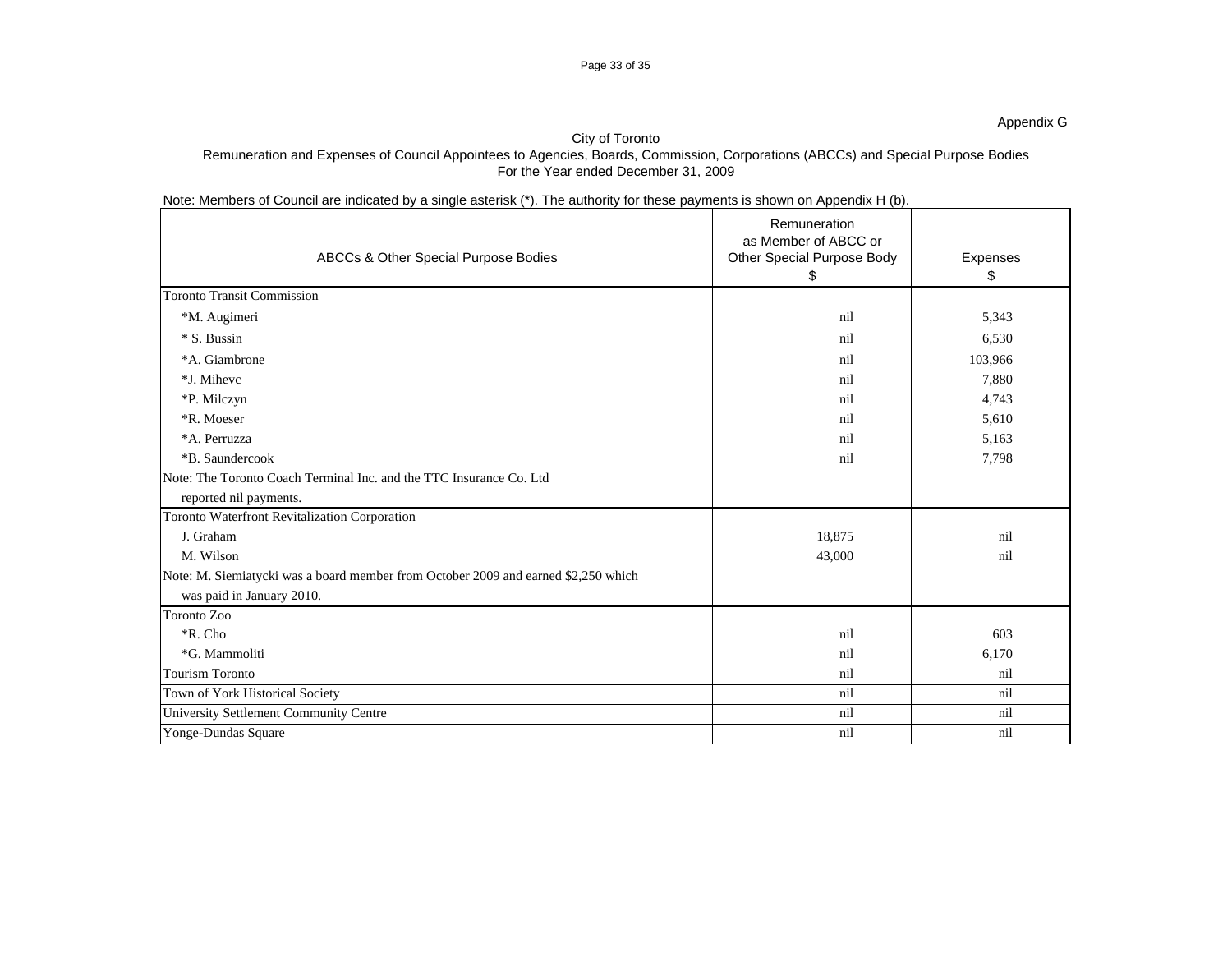Appendix G

City of Toronto

Remuneration and Expenses of Council Appointees to Agencies, Boards, Commission, Corporations (ABCCs) and Special Purpose Bodies

For the Year ended December 31, 2009

Note: Members of Council are indicated by a single asterisk (*). The authority for these payments is shown on Appendix H (b).

| ABCCs & Other Special Purpose Bodies | Remuneration as Member of ABCC or Other Special Purpose Body $ | Expenses $ |
|---|---|---|
| Toronto Transit Commission | | |
| *M. Augimeri | nil | 5,343 |
| * S. Bussin | nil | 6,530 |
| *A. Giambrone | nil | 103,966 |
| *J. Mihevc | nil | 7,880 |
| *P. Milczyn | nil | 4,743 |
| *R. Moeser | nil | 5,610 |
| *A. Perruzza | nil | 5,163 |
| *B. Saundercook | nil | 7,798 |
| Note: The Toronto Coach Terminal Inc. and the TTC Insurance Co. Ltd reported nil payments. | | |
| Toronto Waterfront Revitalization Corporation | | |
| J. Graham | 18,875 | nil |
| M. Wilson | 43,000 | nil |
| Note: M. Siemiatycki was a board member from October 2009 and earned $2,250 which was paid in January 2010. | | |
| Toronto Zoo | | |
| *R. Cho | nil | 603 |
| *G. Mammoliti | nil | 6,170 |
| Tourism Toronto | nil | nil |
| Town of York Historical Society | nil | nil |
| University Settlement Community Centre | nil | nil |
| Yonge-Dundas Square | nil | nil |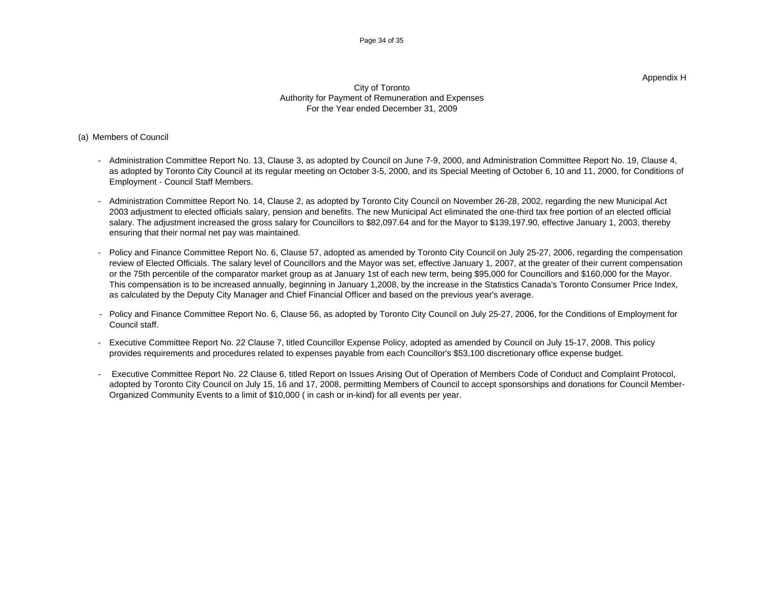Appendix H

# City of Toronto
## Authority for Payment of Remuneration and Expenses
## For the Year ended December 31, 2009

(a) Members of Council

- Administration Committee Report No. 13, Clause 3, as adopted by Council on June 7-9, 2000, and Administration Committee Report No. 19, Clause 4, as adopted by Toronto City Council at its regular meeting on October 3-5, 2000, and its Special Meeting of October 6, 10 and 11, 2000, for Conditions of Employment - Council Staff Members.

- Administration Committee Report No. 14, Clause 2, as adopted by Toronto City Council on November 26-28, 2002, regarding the new Municipal Act 2003 adjustment to elected officials salary, pension and benefits. The new Municipal Act eliminated the one-third tax free portion of an elected official salary. The adjustment increased the gross salary for Councillors to $82,097.64 and for the Mayor to $139,197.90, effective January 1, 2003, thereby ensuring that their normal net pay was maintained.

- Policy and Finance Committee Report No. 6, Clause 57, adopted as amended by Toronto City Council on July 25-27, 2006, regarding the compensation review of Elected Officials. The salary level of Councillors and the Mayor was set, effective January 1, 2007, at the greater of their current compensation or the 75th percentile of the comparator market group as at January 1st of each new term, being $95,000 for Councillors and $160,000 for the Mayor. This compensation is to be increased annually, beginning in January 1,2008, by the increase in the Statistics Canada's Toronto Consumer Price Index, as calculated by the Deputy City Manager and Chief Financial Officer and based on the previous year's average.

- Policy and Finance Committee Report No. 6, Clause 56, as adopted by Toronto City Council on July 25-27, 2006, for the Conditions of Employment for Council staff.

- Executive Committee Report No. 22 Clause 7, titled Councillor Expense Policy, adopted as amended by Council on July 15-17, 2008. This policy provides requirements and procedures related to expenses payable from each Councillor's $53,100 discretionary office expense budget.

- Executive Committee Report No. 22 Clause 6, titled Report on Issues Arising Out of Operation of Members Code of Conduct and Complaint Protocol, adopted by Toronto City Council on July 15, 16 and 17, 2008, permitting Members of Council to accept sponsorships and donations for Council Member-Organized Community Events to a limit of $10,000 ( in cash or in-kind) for all events per year.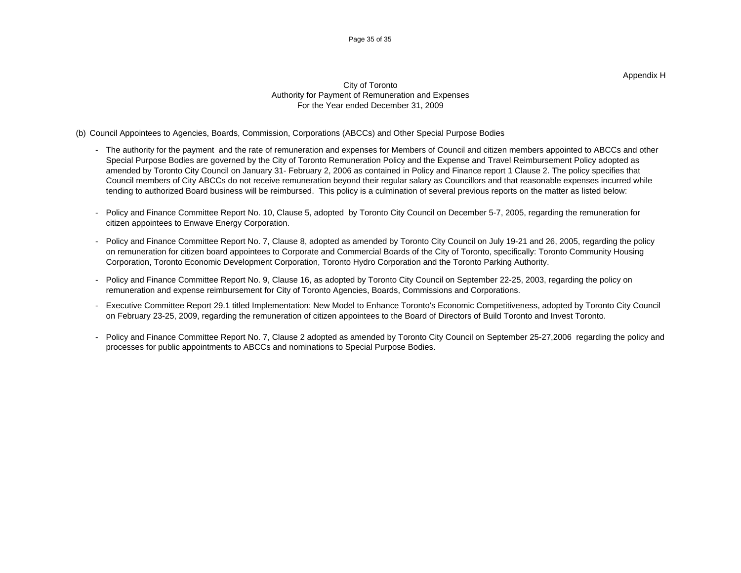Appendix H

City of Toronto
Authority for Payment of Remuneration and Expenses
For the Year ended December 31, 2009

(b) Council Appointees to Agencies, Boards, Commission, Corporations (ABCCs) and Other Special Purpose Bodies

- The authority for the payment and the rate of remuneration and expenses for Members of Council and citizen members appointed to ABCCs and other Special Purpose Bodies are governed by the City of Toronto Remuneration Policy and the Expense and Travel Reimbursement Policy adopted as amended by Toronto City Council on January 31- February 2, 2006 as contained in Policy and Finance report 1 Clause 2. The policy specifies that Council members of City ABCCs do not receive remuneration beyond their regular salary as Councillors and that reasonable expenses incurred while tending to authorized Board business will be reimbursed. This policy is a culmination of several previous reports on the matter as listed below:

- Policy and Finance Committee Report No. 10, Clause 5, adopted by Toronto City Council on December 5-7, 2005, regarding the remuneration for citizen appointees to Enwave Energy Corporation.

- Policy and Finance Committee Report No. 7, Clause 8, adopted as amended by Toronto City Council on July 19-21 and 26, 2005, regarding the policy on remuneration for citizen board appointees to Corporate and Commercial Boards of the City of Toronto, specifically: Toronto Community Housing Corporation, Toronto Economic Development Corporation, Toronto Hydro Corporation and the Toronto Parking Authority.

- Policy and Finance Committee Report No. 9, Clause 16, as adopted by Toronto City Council on September 22-25, 2003, regarding the policy on remuneration and expense reimbursement for City of Toronto Agencies, Boards, Commissions and Corporations.

- Executive Committee Report 29.1 titled Implementation: New Model to Enhance Toronto's Economic Competitiveness, adopted by Toronto City Council on February 23-25, 2009, regarding the remuneration of citizen appointees to the Board of Directors of Build Toronto and Invest Toronto.

- Policy and Finance Committee Report No. 7, Clause 2 adopted as amended by Toronto City Council on September 25-27,2006 regarding the policy and processes for public appointments to ABCCs and nominations to Special Purpose Bodies.